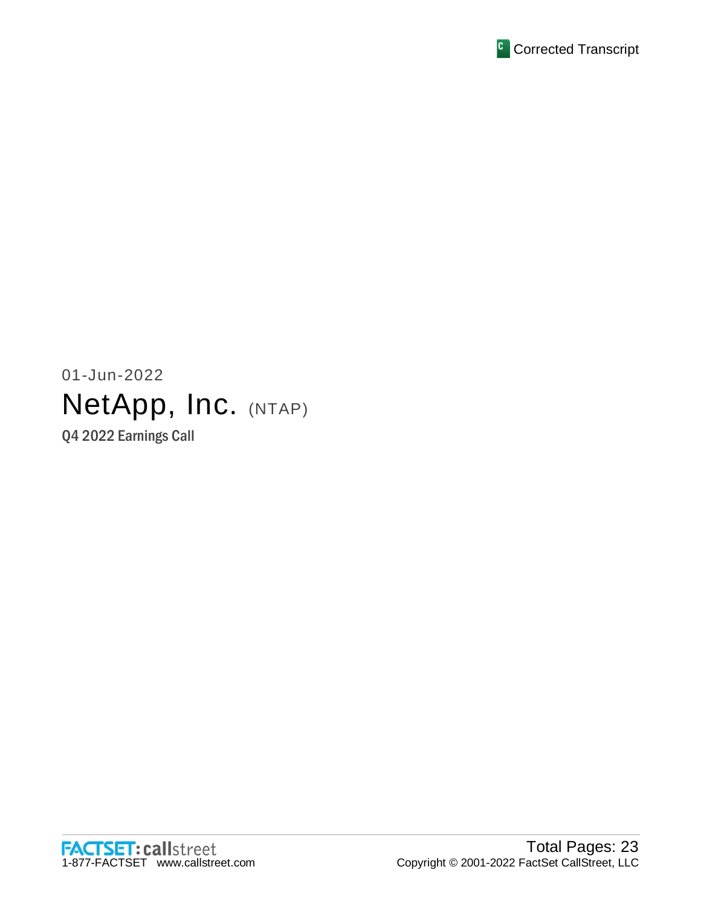Corrected Transcript

01-Jun-2022

# NetApp, Inc. (NTAP)

## Q4 2022 Earnings Call

Total Pages: 23

Copyright © 2001-2022 FactSet CallStreet, LLC

1-877-FACTSET www.callstreet.com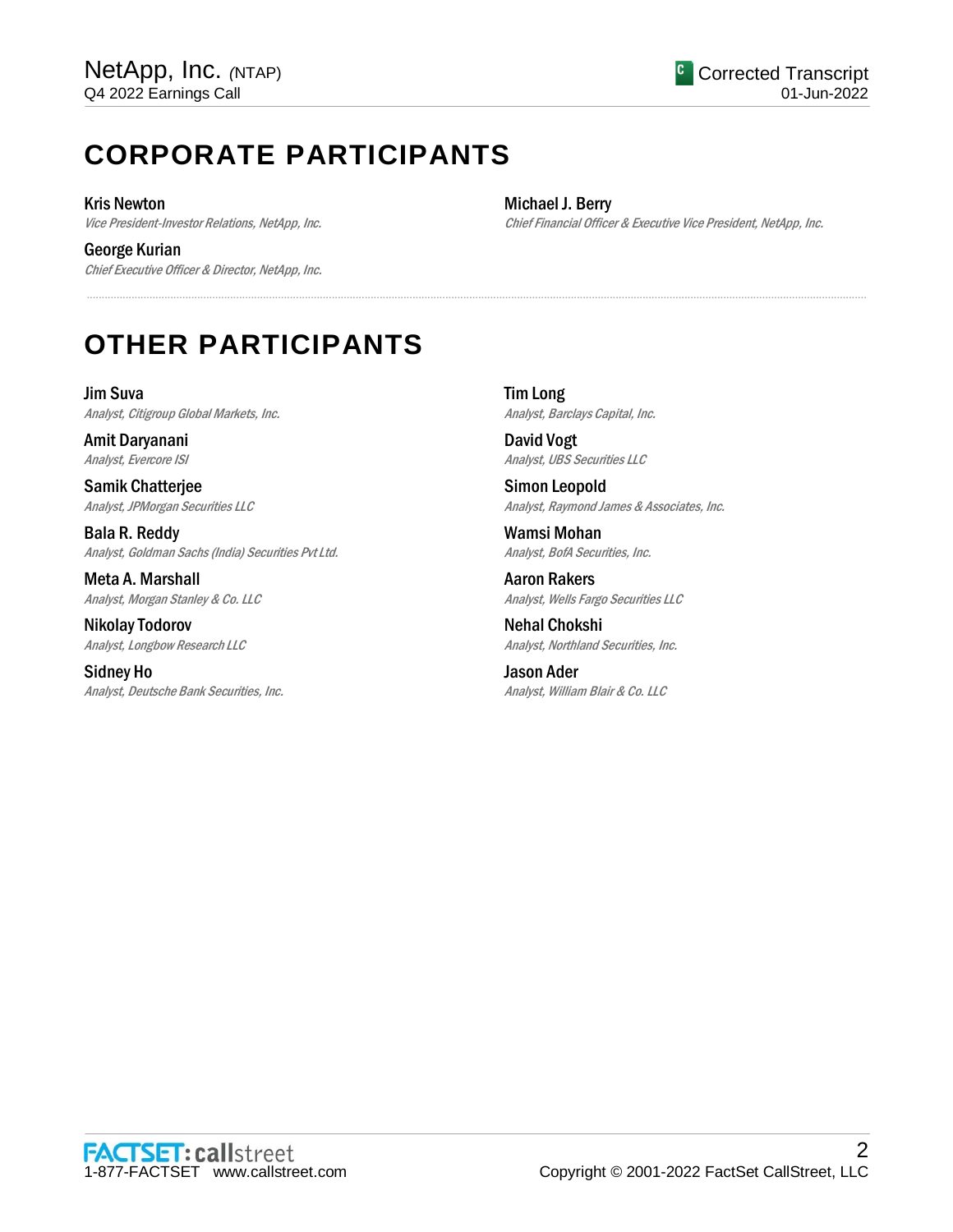# CORPORATE PARTICIPANTS

**Kris Newton**
*Vice President-Investor Relations, NetApp, Inc.*

**George Kurian**
*Chief Executive Officer & Director, NetApp, Inc.*

**Michael J. Berry**
*Chief Financial Officer & Executive Vice President, NetApp, Inc.*

# OTHER PARTICIPANTS

**Jim Suva**
*Analyst, Citigroup Global Markets, Inc.*

**Amit Daryanani**
*Analyst, Evercore ISI*

**Samik Chatterjee**
*Analyst, JPMorgan Securities LLC*

**Bala R. Reddy**
*Analyst, Goldman Sachs (India) Securities Pvt Ltd.*

**Meta A. Marshall**
*Analyst, Morgan Stanley & Co. LLC*

**Nikolay Todorov**
*Analyst, Longbow Research LLC*

**Sidney Ho**
*Analyst, Deutsche Bank Securities, Inc.*

**Tim Long**
*Analyst, Barclays Capital, Inc.*

**David Vogt**
*Analyst, UBS Securities LLC*

**Simon Leopold**
*Analyst, Raymond James & Associates, Inc.*

**Wamsi Mohan**
*Analyst, BofA Securities, Inc.*

**Aaron Rakers**
*Analyst, Wells Fargo Securities LLC*

**Nehal Chokshi**
*Analyst, Northland Securities, Inc.*

**Jason Ader**
*Analyst, William Blair & Co. LLC*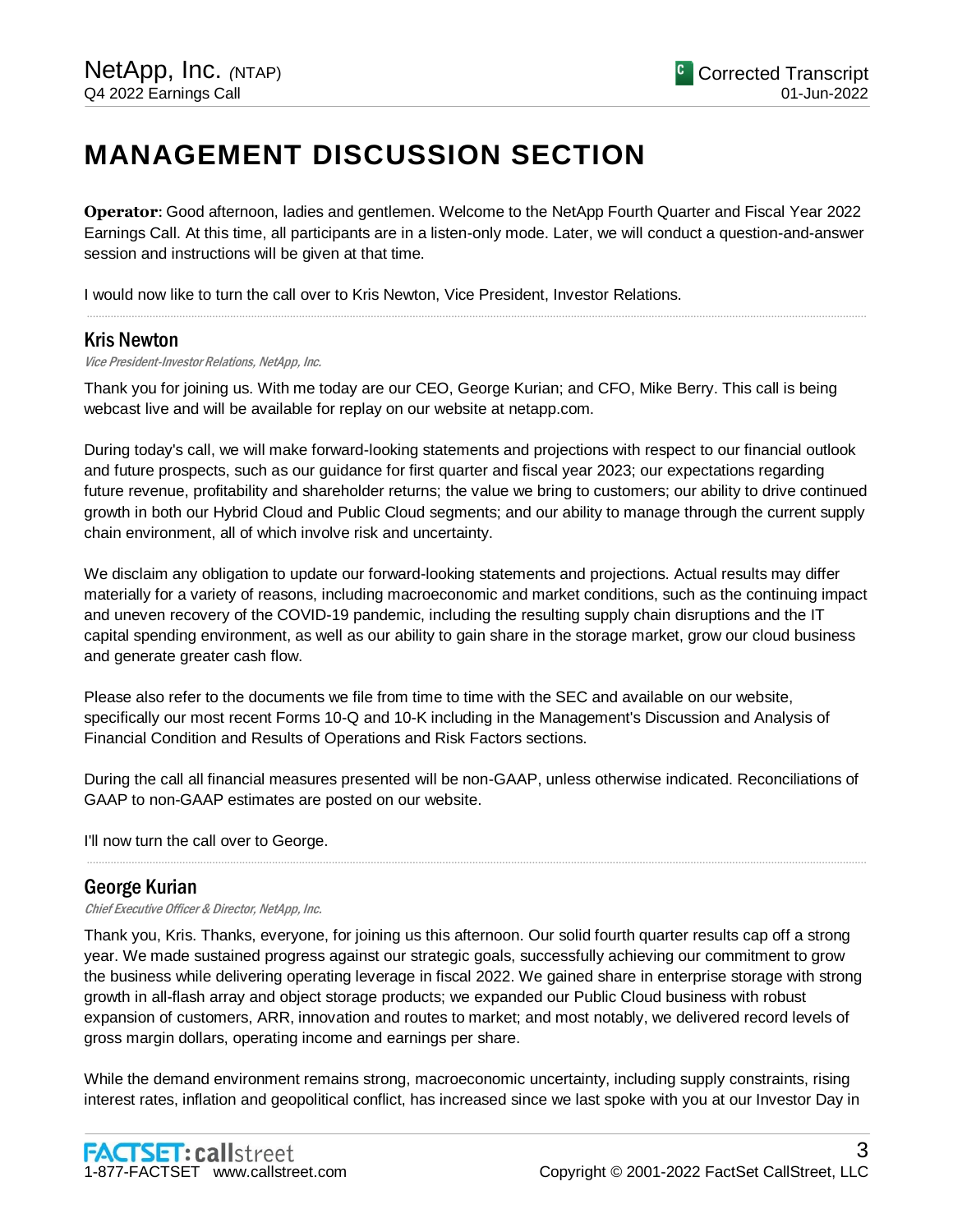# MANAGEMENT DISCUSSION SECTION

**Operator**: Good afternoon, ladies and gentlemen. Welcome to the NetApp Fourth Quarter and Fiscal Year 2022 Earnings Call. At this time, all participants are in a listen-only mode. Later, we will conduct a question-and-answer session and instructions will be given at that time.

I would now like to turn the call over to Kris Newton, Vice President, Investor Relations.

## Kris Newton

*Vice President-Investor Relations, NetApp, Inc.*

Thank you for joining us. With me today are our CEO, George Kurian; and CFO, Mike Berry. This call is being webcast live and will be available for replay on our website at netapp.com.

During today's call, we will make forward-looking statements and projections with respect to our financial outlook and future prospects, such as our guidance for first quarter and fiscal year 2023; our expectations regarding future revenue, profitability and shareholder returns; the value we bring to customers; our ability to drive continued growth in both our Hybrid Cloud and Public Cloud segments; and our ability to manage through the current supply chain environment, all of which involve risk and uncertainty.

We disclaim any obligation to update our forward-looking statements and projections. Actual results may differ materially for a variety of reasons, including macroeconomic and market conditions, such as the continuing impact and uneven recovery of the COVID-19 pandemic, including the resulting supply chain disruptions and the IT capital spending environment, as well as our ability to gain share in the storage market, grow our cloud business and generate greater cash flow.

Please also refer to the documents we file from time to time with the SEC and available on our website, specifically our most recent Forms 10-Q and 10-K including in the Management's Discussion and Analysis of Financial Condition and Results of Operations and Risk Factors sections.

During the call all financial measures presented will be non-GAAP, unless otherwise indicated. Reconciliations of GAAP to non-GAAP estimates are posted on our website.

I'll now turn the call over to George.

## George Kurian

*Chief Executive Officer & Director, NetApp, Inc.*

Thank you, Kris. Thanks, everyone, for joining us this afternoon. Our solid fourth quarter results cap off a strong year. We made sustained progress against our strategic goals, successfully achieving our commitment to grow the business while delivering operating leverage in fiscal 2022. We gained share in enterprise storage with strong growth in all-flash array and object storage products; we expanded our Public Cloud business with robust expansion of customers, ARR, innovation and routes to market; and most notably, we delivered record levels of gross margin dollars, operating income and earnings per share.

While the demand environment remains strong, macroeconomic uncertainty, including supply constraints, rising interest rates, inflation and geopolitical conflict, has increased since we last spoke with you at our Investor Day in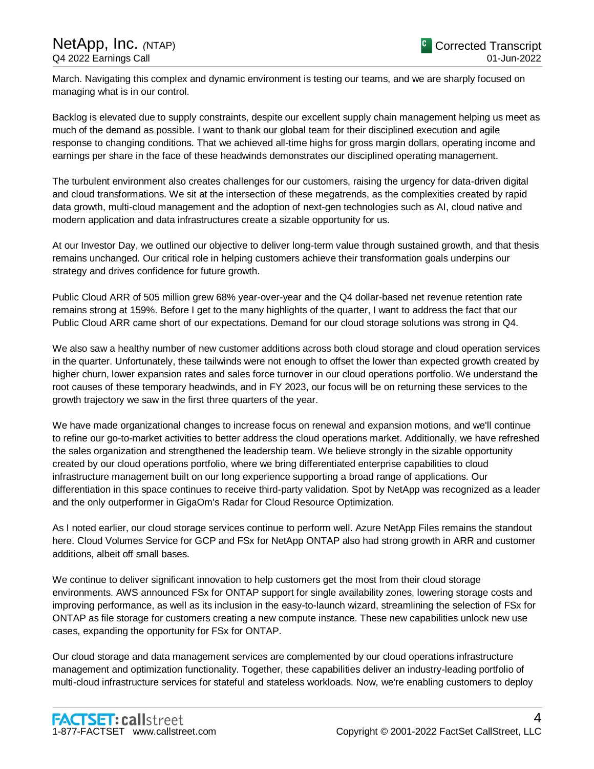March. Navigating this complex and dynamic environment is testing our teams, and we are sharply focused on managing what is in our control.

Backlog is elevated due to supply constraints, despite our excellent supply chain management helping us meet as much of the demand as possible. I want to thank our global team for their disciplined execution and agile response to changing conditions. That we achieved all-time highs for gross margin dollars, operating income and earnings per share in the face of these headwinds demonstrates our disciplined operating management.

The turbulent environment also creates challenges for our customers, raising the urgency for data-driven digital and cloud transformations. We sit at the intersection of these megatrends, as the complexities created by rapid data growth, multi-cloud management and the adoption of next-gen technologies such as AI, cloud native and modern application and data infrastructures create a sizable opportunity for us.

At our Investor Day, we outlined our objective to deliver long-term value through sustained growth, and that thesis remains unchanged. Our critical role in helping customers achieve their transformation goals underpins our strategy and drives confidence for future growth.

Public Cloud ARR of 505 million grew 68% year-over-year and the Q4 dollar-based net revenue retention rate remains strong at 159%. Before I get to the many highlights of the quarter, I want to address the fact that our Public Cloud ARR came short of our expectations. Demand for our cloud storage solutions was strong in Q4.

We also saw a healthy number of new customer additions across both cloud storage and cloud operation services in the quarter. Unfortunately, these tailwinds were not enough to offset the lower than expected growth created by higher churn, lower expansion rates and sales force turnover in our cloud operations portfolio. We understand the root causes of these temporary headwinds, and in FY 2023, our focus will be on returning these services to the growth trajectory we saw in the first three quarters of the year.

We have made organizational changes to increase focus on renewal and expansion motions, and we'll continue to refine our go-to-market activities to better address the cloud operations market. Additionally, we have refreshed the sales organization and strengthened the leadership team. We believe strongly in the sizable opportunity created by our cloud operations portfolio, where we bring differentiated enterprise capabilities to cloud infrastructure management built on our long experience supporting a broad range of applications. Our differentiation in this space continues to receive third-party validation. Spot by NetApp was recognized as a leader and the only outperformer in GigaOm's Radar for Cloud Resource Optimization.

As I noted earlier, our cloud storage services continue to perform well. Azure NetApp Files remains the standout here. Cloud Volumes Service for GCP and FSx for NetApp ONTAP also had strong growth in ARR and customer additions, albeit off small bases.

We continue to deliver significant innovation to help customers get the most from their cloud storage environments. AWS announced FSx for ONTAP support for single availability zones, lowering storage costs and improving performance, as well as its inclusion in the easy-to-launch wizard, streamlining the selection of FSx for ONTAP as file storage for customers creating a new compute instance. These new capabilities unlock new use cases, expanding the opportunity for FSx for ONTAP.

Our cloud storage and data management services are complemented by our cloud operations infrastructure management and optimization functionality. Together, these capabilities deliver an industry-leading portfolio of multi-cloud infrastructure services for stateful and stateless workloads. Now, we're enabling customers to deploy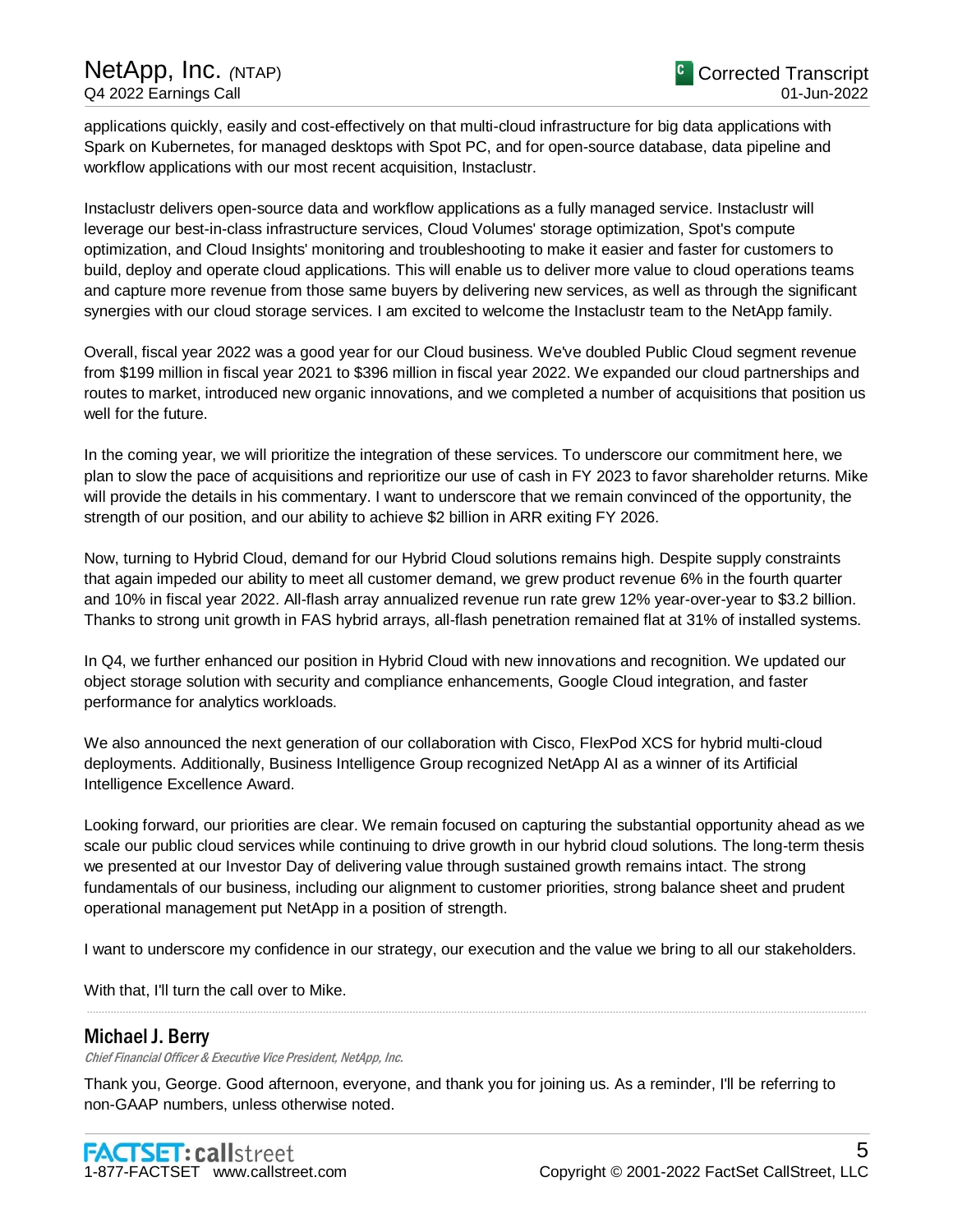applications quickly, easily and cost-effectively on that multi-cloud infrastructure for big data applications with Spark on Kubernetes, for managed desktops with Spot PC, and for open-source database, data pipeline and workflow applications with our most recent acquisition, Instaclustr.

Instaclustr delivers open-source data and workflow applications as a fully managed service. Instaclustr will leverage our best-in-class infrastructure services, Cloud Volumes' storage optimization, Spot's compute optimization, and Cloud Insights' monitoring and troubleshooting to make it easier and faster for customers to build, deploy and operate cloud applications. This will enable us to deliver more value to cloud operations teams and capture more revenue from those same buyers by delivering new services, as well as through the significant synergies with our cloud storage services. I am excited to welcome the Instaclustr team to the NetApp family.

Overall, fiscal year 2022 was a good year for our Cloud business. We've doubled Public Cloud segment revenue from $199 million in fiscal year 2021 to $396 million in fiscal year 2022. We expanded our cloud partnerships and routes to market, introduced new organic innovations, and we completed a number of acquisitions that position us well for the future.

In the coming year, we will prioritize the integration of these services. To underscore our commitment here, we plan to slow the pace of acquisitions and reprioritize our use of cash in FY 2023 to favor shareholder returns. Mike will provide the details in his commentary. I want to underscore that we remain convinced of the opportunity, the strength of our position, and our ability to achieve $2 billion in ARR exiting FY 2026.

Now, turning to Hybrid Cloud, demand for our Hybrid Cloud solutions remains high. Despite supply constraints that again impeded our ability to meet all customer demand, we grew product revenue 6% in the fourth quarter and 10% in fiscal year 2022. All-flash array annualized revenue run rate grew 12% year-over-year to $3.2 billion. Thanks to strong unit growth in FAS hybrid arrays, all-flash penetration remained flat at 31% of installed systems.

In Q4, we further enhanced our position in Hybrid Cloud with new innovations and recognition. We updated our object storage solution with security and compliance enhancements, Google Cloud integration, and faster performance for analytics workloads.

We also announced the next generation of our collaboration with Cisco, FlexPod XCS for hybrid multi-cloud deployments. Additionally, Business Intelligence Group recognized NetApp AI as a winner of its Artificial Intelligence Excellence Award.

Looking forward, our priorities are clear. We remain focused on capturing the substantial opportunity ahead as we scale our public cloud services while continuing to drive growth in our hybrid cloud solutions. The long-term thesis we presented at our Investor Day of delivering value through sustained growth remains intact. The strong fundamentals of our business, including our alignment to customer priorities, strong balance sheet and prudent operational management put NetApp in a position of strength.

I want to underscore my confidence in our strategy, our execution and the value we bring to all our stakeholders.

With that, I'll turn the call over to Mike.

---

## Michael J. Berry

*Chief Financial Officer & Executive Vice President, NetApp, Inc.*

Thank you, George. Good afternoon, everyone, and thank you for joining us. As a reminder, I'll be referring to non-GAAP numbers, unless otherwise noted.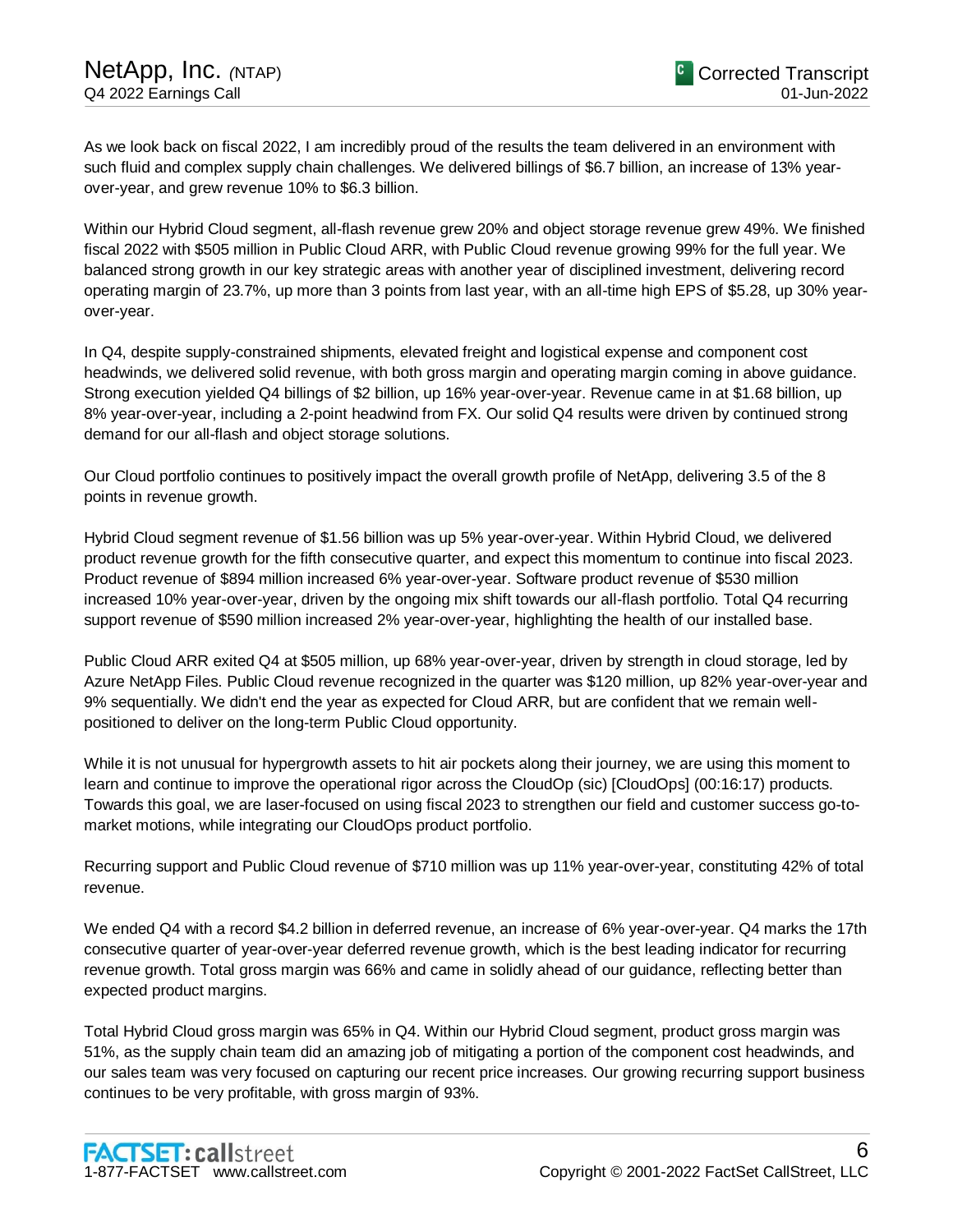As we look back on fiscal 2022, I am incredibly proud of the results the team delivered in an environment with such fluid and complex supply chain challenges. We delivered billings of $6.7 billion, an increase of 13% year-over-year, and grew revenue 10% to $6.3 billion.

Within our Hybrid Cloud segment, all-flash revenue grew 20% and object storage revenue grew 49%. We finished fiscal 2022 with $505 million in Public Cloud ARR, with Public Cloud revenue growing 99% for the full year. We balanced strong growth in our key strategic areas with another year of disciplined investment, delivering record operating margin of 23.7%, up more than 3 points from last year, with an all-time high EPS of $5.28, up 30% year-over-year.

In Q4, despite supply-constrained shipments, elevated freight and logistical expense and component cost headwinds, we delivered solid revenue, with both gross margin and operating margin coming in above guidance. Strong execution yielded Q4 billings of $2 billion, up 16% year-over-year. Revenue came in at $1.68 billion, up 8% year-over-year, including a 2-point headwind from FX. Our solid Q4 results were driven by continued strong demand for our all-flash and object storage solutions.

Our Cloud portfolio continues to positively impact the overall growth profile of NetApp, delivering 3.5 of the 8 points in revenue growth.

Hybrid Cloud segment revenue of $1.56 billion was up 5% year-over-year. Within Hybrid Cloud, we delivered product revenue growth for the fifth consecutive quarter, and expect this momentum to continue into fiscal 2023. Product revenue of $894 million increased 6% year-over-year. Software product revenue of $530 million increased 10% year-over-year, driven by the ongoing mix shift towards our all-flash portfolio. Total Q4 recurring support revenue of $590 million increased 2% year-over-year, highlighting the health of our installed base.

Public Cloud ARR exited Q4 at $505 million, up 68% year-over-year, driven by strength in cloud storage, led by Azure NetApp Files. Public Cloud revenue recognized in the quarter was $120 million, up 82% year-over-year and 9% sequentially. We didn't end the year as expected for Cloud ARR, but are confident that we remain well-positioned to deliver on the long-term Public Cloud opportunity.

While it is not unusual for hypergrowth assets to hit air pockets along their journey, we are using this moment to learn and continue to improve the operational rigor across the CloudOp (sic) [CloudOps] (00:16:17) products. Towards this goal, we are laser-focused on using fiscal 2023 to strengthen our field and customer success go-to-market motions, while integrating our CloudOps product portfolio.

Recurring support and Public Cloud revenue of $710 million was up 11% year-over-year, constituting 42% of total revenue.

We ended Q4 with a record $4.2 billion in deferred revenue, an increase of 6% year-over-year. Q4 marks the 17th consecutive quarter of year-over-year deferred revenue growth, which is the best leading indicator for recurring revenue growth. Total gross margin was 66% and came in solidly ahead of our guidance, reflecting better than expected product margins.

Total Hybrid Cloud gross margin was 65% in Q4. Within our Hybrid Cloud segment, product gross margin was 51%, as the supply chain team did an amazing job of mitigating a portion of the component cost headwinds, and our sales team was very focused on capturing our recent price increases. Our growing recurring support business continues to be very profitable, with gross margin of 93%.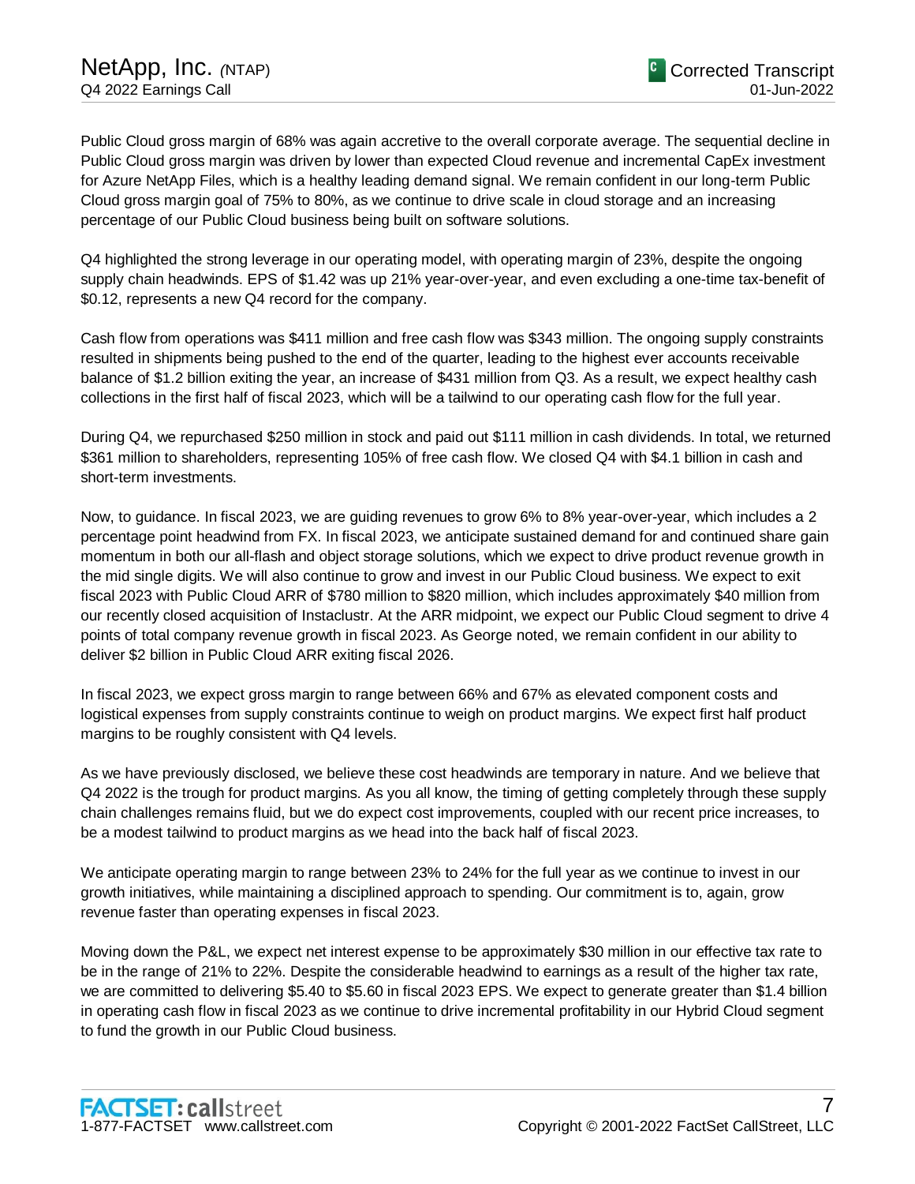Public Cloud gross margin of 68% was again accretive to the overall corporate average. The sequential decline in Public Cloud gross margin was driven by lower than expected Cloud revenue and incremental CapEx investment for Azure NetApp Files, which is a healthy leading demand signal. We remain confident in our long-term Public Cloud gross margin goal of 75% to 80%, as we continue to drive scale in cloud storage and an increasing percentage of our Public Cloud business being built on software solutions.

Q4 highlighted the strong leverage in our operating model, with operating margin of 23%, despite the ongoing supply chain headwinds. EPS of $1.42 was up 21% year-over-year, and even excluding a one-time tax-benefit of $0.12, represents a new Q4 record for the company.

Cash flow from operations was $411 million and free cash flow was $343 million. The ongoing supply constraints resulted in shipments being pushed to the end of the quarter, leading to the highest ever accounts receivable balance of $1.2 billion exiting the year, an increase of $431 million from Q3. As a result, we expect healthy cash collections in the first half of fiscal 2023, which will be a tailwind to our operating cash flow for the full year.

During Q4, we repurchased $250 million in stock and paid out $111 million in cash dividends. In total, we returned $361 million to shareholders, representing 105% of free cash flow. We closed Q4 with $4.1 billion in cash and short-term investments.

Now, to guidance. In fiscal 2023, we are guiding revenues to grow 6% to 8% year-over-year, which includes a 2 percentage point headwind from FX. In fiscal 2023, we anticipate sustained demand for and continued share gain momentum in both our all-flash and object storage solutions, which we expect to drive product revenue growth in the mid single digits. We will also continue to grow and invest in our Public Cloud business. We expect to exit fiscal 2023 with Public Cloud ARR of $780 million to $820 million, which includes approximately $40 million from our recently closed acquisition of Instaclustr. At the ARR midpoint, we expect our Public Cloud segment to drive 4 points of total company revenue growth in fiscal 2023. As George noted, we remain confident in our ability to deliver $2 billion in Public Cloud ARR exiting fiscal 2026.

In fiscal 2023, we expect gross margin to range between 66% and 67% as elevated component costs and logistical expenses from supply constraints continue to weigh on product margins. We expect first half product margins to be roughly consistent with Q4 levels.

As we have previously disclosed, we believe these cost headwinds are temporary in nature. And we believe that Q4 2022 is the trough for product margins. As you all know, the timing of getting completely through these supply chain challenges remains fluid, but we do expect cost improvements, coupled with our recent price increases, to be a modest tailwind to product margins as we head into the back half of fiscal 2023.

We anticipate operating margin to range between 23% to 24% for the full year as we continue to invest in our growth initiatives, while maintaining a disciplined approach to spending. Our commitment is to, again, grow revenue faster than operating expenses in fiscal 2023.

Moving down the P&L, we expect net interest expense to be approximately $30 million in our effective tax rate to be in the range of 21% to 22%. Despite the considerable headwind to earnings as a result of the higher tax rate, we are committed to delivering $5.40 to $5.60 in fiscal 2023 EPS. We expect to generate greater than $1.4 billion in operating cash flow in fiscal 2023 as we continue to drive incremental profitability in our Hybrid Cloud segment to fund the growth in our Public Cloud business.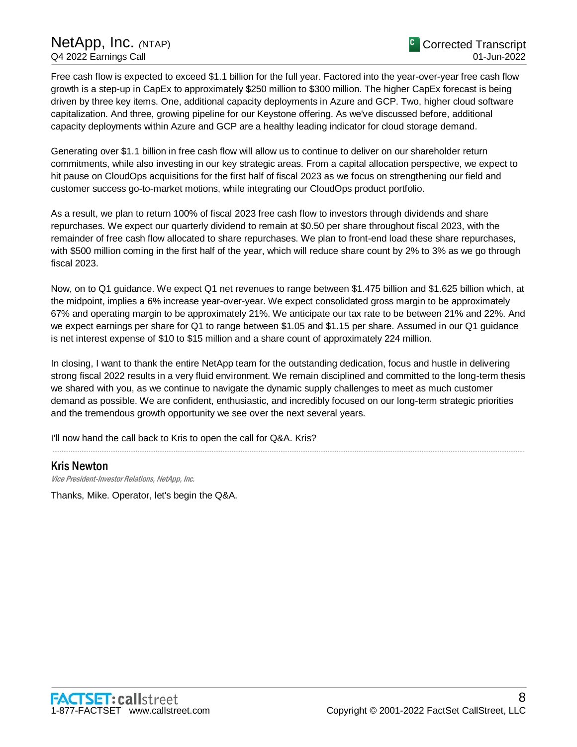Free cash flow is expected to exceed $1.1 billion for the full year. Factored into the year-over-year free cash flow growth is a step-up in CapEx to approximately $250 million to $300 million. The higher CapEx forecast is being driven by three key items. One, additional capacity deployments in Azure and GCP. Two, higher cloud software capitalization. And three, growing pipeline for our Keystone offering. As we've discussed before, additional capacity deployments within Azure and GCP are a healthy leading indicator for cloud storage demand.

Generating over $1.1 billion in free cash flow will allow us to continue to deliver on our shareholder return commitments, while also investing in our key strategic areas. From a capital allocation perspective, we expect to hit pause on CloudOps acquisitions for the first half of fiscal 2023 as we focus on strengthening our field and customer success go-to-market motions, while integrating our CloudOps product portfolio.

As a result, we plan to return 100% of fiscal 2023 free cash flow to investors through dividends and share repurchases. We expect our quarterly dividend to remain at $0.50 per share throughout fiscal 2023, with the remainder of free cash flow allocated to share repurchases. We plan to front-end load these share repurchases, with $500 million coming in the first half of the year, which will reduce share count by 2% to 3% as we go through fiscal 2023.

Now, on to Q1 guidance. We expect Q1 net revenues to range between $1.475 billion and $1.625 billion which, at the midpoint, implies a 6% increase year-over-year. We expect consolidated gross margin to be approximately 67% and operating margin to be approximately 21%. We anticipate our tax rate to be between 21% and 22%. And we expect earnings per share for Q1 to range between $1.05 and $1.15 per share. Assumed in our Q1 guidance is net interest expense of $10 to $15 million and a share count of approximately 224 million.

In closing, I want to thank the entire NetApp team for the outstanding dedication, focus and hustle in delivering strong fiscal 2022 results in a very fluid environment. We remain disciplined and committed to the long-term thesis we shared with you, as we continue to navigate the dynamic supply challenges to meet as much customer demand as possible. We are confident, enthusiastic, and incredibly focused on our long-term strategic priorities and the tremendous growth opportunity we see over the next several years.

I'll now hand the call back to Kris to open the call for Q&A. Kris?

---

## Kris Newton

*Vice President-Investor Relations, NetApp, Inc.*

Thanks, Mike. Operator, let's begin the Q&A.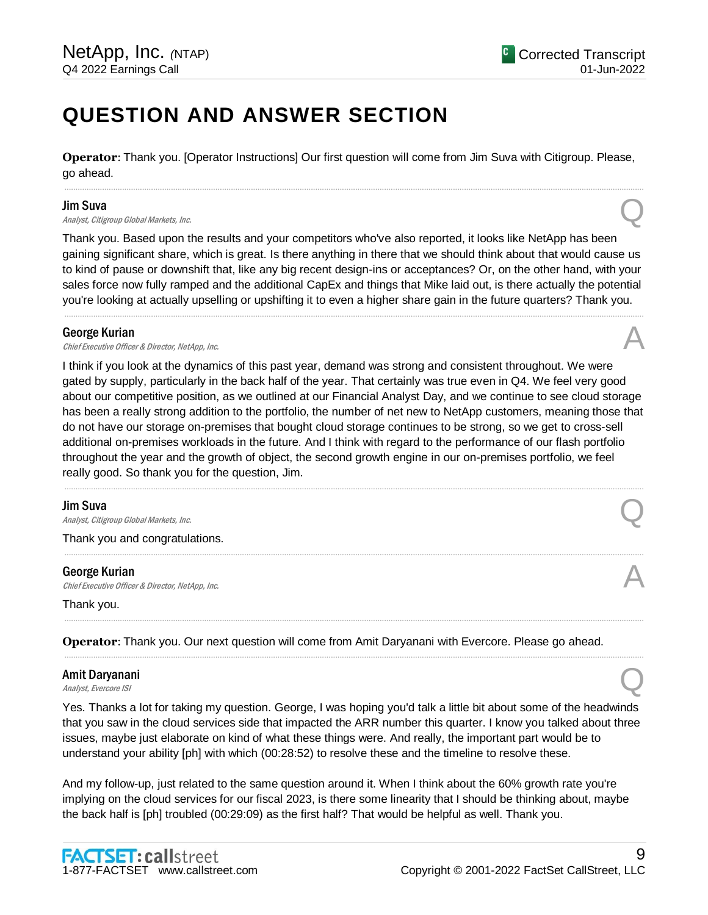# QUESTION AND ANSWER SECTION

**Operator**: Thank you. [Operator Instructions] Our first question will come from Jim Suva with Citigroup. Please, go ahead.

---

**Jim Suva**
*Analyst, Citigroup Global Markets, Inc.*

Q

Thank you. Based upon the results and your competitors who've also reported, it looks like NetApp has been gaining significant share, which is great. Is there anything in there that we should think about that would cause us to kind of pause or downshift that, like any big recent design-ins or acceptances? Or, on the other hand, with your sales force now fully ramped and the additional CapEx and things that Mike laid out, is there actually the potential you're looking at actually upselling or upshifting it to even a higher share gain in the future quarters? Thank you.

---

**George Kurian**
*Chief Executive Officer & Director, NetApp, Inc.*

A

I think if you look at the dynamics of this past year, demand was strong and consistent throughout. We were gated by supply, particularly in the back half of the year. That certainly was true even in Q4. We feel very good about our competitive position, as we outlined at our Financial Analyst Day, and we continue to see cloud storage has been a really strong addition to the portfolio, the number of net new to NetApp customers, meaning those that do not have our storage on-premises that bought cloud storage continues to be strong, so we get to cross-sell additional on-premises workloads in the future. And I think with regard to the performance of our flash portfolio throughout the year and the growth of object, the second growth engine in our on-premises portfolio, we feel really good. So thank you for the question, Jim.

---

**Jim Suva**
*Analyst, Citigroup Global Markets, Inc.*

Q

Thank you and congratulations.

---

**George Kurian**
*Chief Executive Officer & Director, NetApp, Inc.*

A

Thank you.

---

**Operator**: Thank you. Our next question will come from Amit Daryanani with Evercore. Please go ahead.

---

**Amit Daryanani**
*Analyst, Evercore ISI*

Q

Yes. Thanks a lot for taking my question. George, I was hoping you'd talk a little bit about some of the headwinds that you saw in the cloud services side that impacted the ARR number this quarter. I know you talked about three issues, maybe just elaborate on kind of what these things were. And really, the important part would be to understand your ability [ph] with which (00:28:52) to resolve these and the timeline to resolve these.

And my follow-up, just related to the same question around it. When I think about the 60% growth rate you're implying on the cloud services for our fiscal 2023, is there some linearity that I should be thinking about, maybe the back half is [ph] troubled (00:29:09) as the first half? That would be helpful as well. Thank you.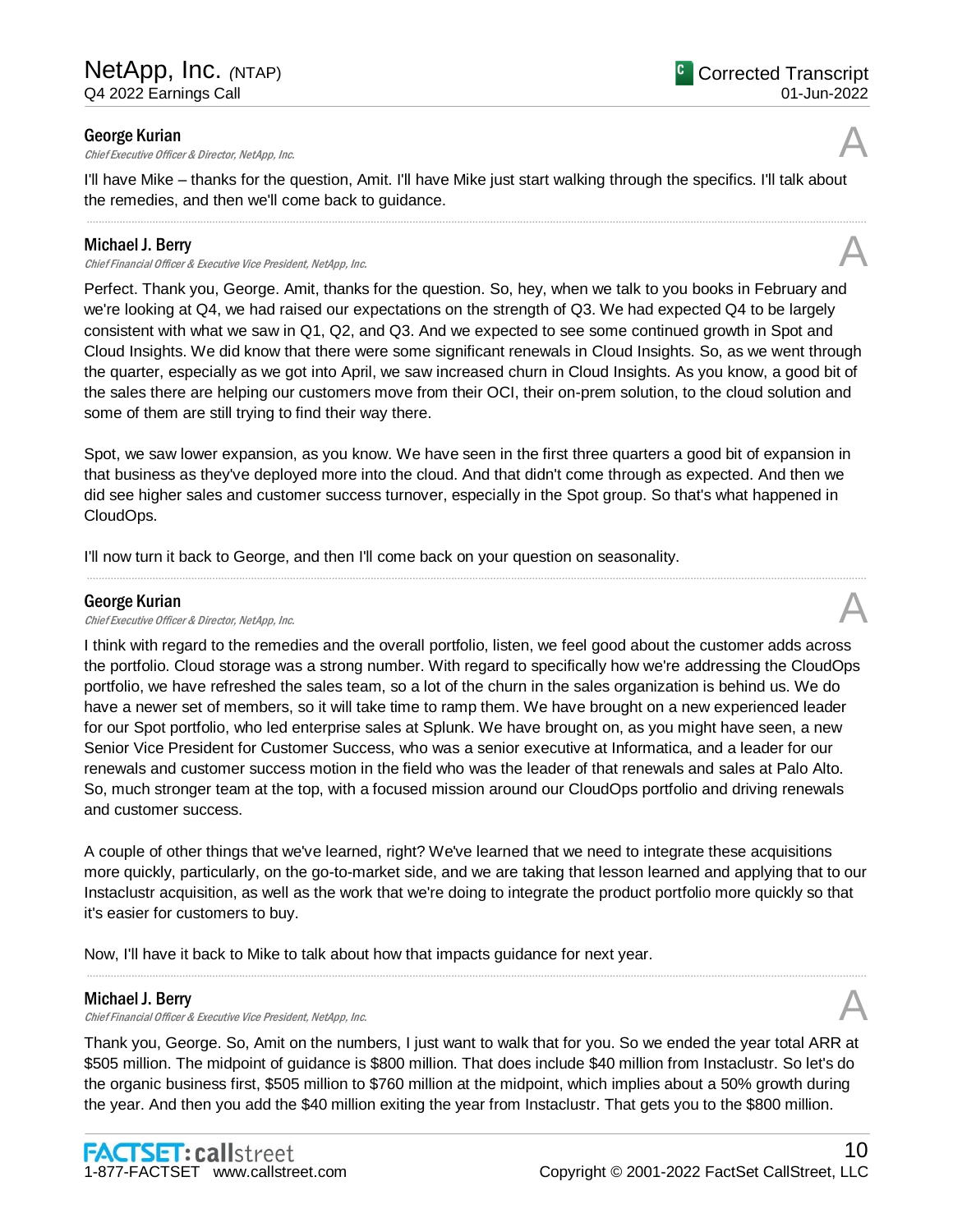**George Kurian**
*Chief Executive Officer & Director, NetApp, Inc.*

A

I'll have Mike – thanks for the question, Amit. I'll have Mike just start walking through the specifics. I'll talk about the remedies, and then we'll come back to guidance.

---

**Michael J. Berry**
*Chief Financial Officer & Executive Vice President, NetApp, Inc.*

A

Perfect. Thank you, George. Amit, thanks for the question. So, hey, when we talk to you books in February and we're looking at Q4, we had raised our expectations on the strength of Q3. We had expected Q4 to be largely consistent with what we saw in Q1, Q2, and Q3. And we expected to see some continued growth in Spot and Cloud Insights. We did know that there were some significant renewals in Cloud Insights. So, as we went through the quarter, especially as we got into April, we saw increased churn in Cloud Insights. As you know, a good bit of the sales there are helping our customers move from their OCI, their on-prem solution, to the cloud solution and some of them are still trying to find their way there.

Spot, we saw lower expansion, as you know. We have seen in the first three quarters a good bit of expansion in that business as they've deployed more into the cloud. And that didn't come through as expected. And then we did see higher sales and customer success turnover, especially in the Spot group. So that's what happened in CloudOps.

I'll now turn it back to George, and then I'll come back on your question on seasonality.

---

**George Kurian**
*Chief Executive Officer & Director, NetApp, Inc.*

A

I think with regard to the remedies and the overall portfolio, listen, we feel good about the customer adds across the portfolio. Cloud storage was a strong number. With regard to specifically how we're addressing the CloudOps portfolio, we have refreshed the sales team, so a lot of the churn in the sales organization is behind us. We do have a newer set of members, so it will take time to ramp them. We have brought on a new experienced leader for our Spot portfolio, who led enterprise sales at Splunk. We have brought on, as you might have seen, a new Senior Vice President for Customer Success, who was a senior executive at Informatica, and a leader for our renewals and customer success motion in the field who was the leader of that renewals and sales at Palo Alto. So, much stronger team at the top, with a focused mission around our CloudOps portfolio and driving renewals and customer success.

A couple of other things that we've learned, right? We've learned that we need to integrate these acquisitions more quickly, particularly, on the go-to-market side, and we are taking that lesson learned and applying that to our Instaclustr acquisition, as well as the work that we're doing to integrate the product portfolio more quickly so that it's easier for customers to buy.

Now, I'll have it back to Mike to talk about how that impacts guidance for next year.

---

**Michael J. Berry**
*Chief Financial Officer & Executive Vice President, NetApp, Inc.*

A

Thank you, George. So, Amit on the numbers, I just want to walk that for you. So we ended the year total ARR at $505 million. The midpoint of guidance is $800 million. That does include $40 million from Instaclustr. So let's do the organic business first, $505 million to $760 million at the midpoint, which implies about a 50% growth during the year. And then you add the $40 million exiting the year from Instaclustr. That gets you to the $800 million.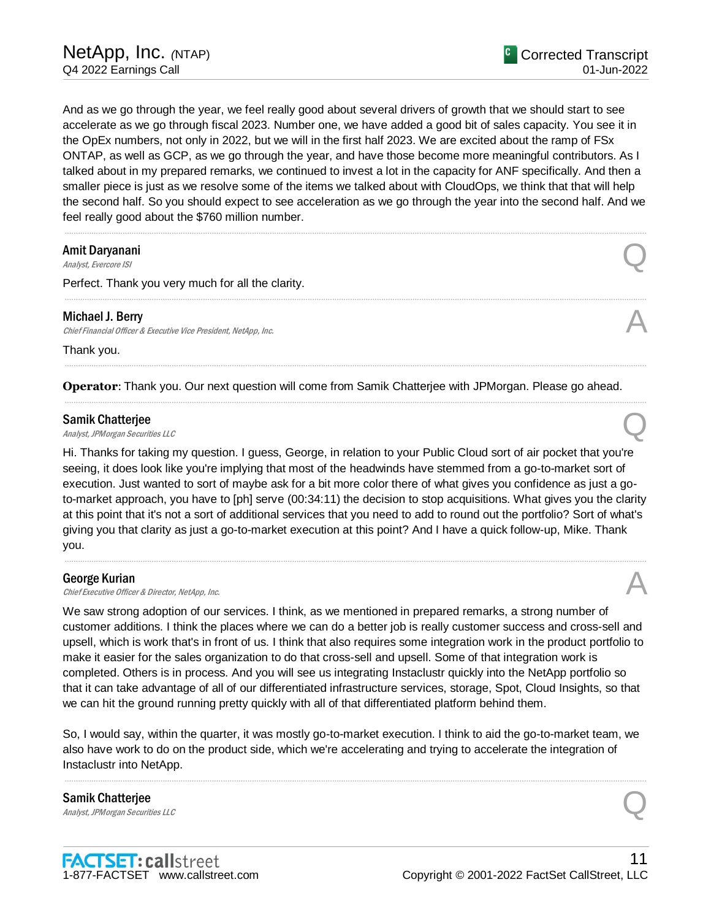And as we go through the year, we feel really good about several drivers of growth that we should start to see accelerate as we go through fiscal 2023. Number one, we have added a good bit of sales capacity. You see it in the OpEx numbers, not only in 2022, but we will in the first half 2023. We are excited about the ramp of FSx ONTAP, as well as GCP, as we go through the year, and have those become more meaningful contributors. As I talked about in my prepared remarks, we continued to invest a lot in the capacity for ANF specifically. And then a smaller piece is just as we resolve some of the items we talked about with CloudOps, we think that that will help the second half. So you should expect to see acceleration as we go through the year into the second half. And we feel really good about the $760 million number.

---

**Amit Daryanani**
*Analyst, Evercore ISI* **Q**

Perfect. Thank you very much for all the clarity.

---

**Michael J. Berry**
*Chief Financial Officer & Executive Vice President, NetApp, Inc.* **A**

Thank you.

---

**Operator**: Thank you. Our next question will come from Samik Chatterjee with JPMorgan. Please go ahead.

---

**Samik Chatterjee**
*Analyst, JPMorgan Securities LLC* **Q**

Hi. Thanks for taking my question. I guess, George, in relation to your Public Cloud sort of air pocket that you're seeing, it does look like you're implying that most of the headwinds have stemmed from a go-to-market sort of execution. Just wanted to sort of maybe ask for a bit more color there of what gives you confidence as just a go-to-market approach, you have to [ph] serve (00:34:11) the decision to stop acquisitions. What gives you the clarity at this point that it's not a sort of additional services that you need to add to round out the portfolio? Sort of what's giving you that clarity as just a go-to-market execution at this point? And I have a quick follow-up, Mike. Thank you.

---

**George Kurian**
*Chief Executive Officer & Director, NetApp, Inc.* **A**

We saw strong adoption of our services. I think, as we mentioned in prepared remarks, a strong number of customer additions. I think the places where we can do a better job is really customer success and cross-sell and upsell, which is work that's in front of us. I think that also requires some integration work in the product portfolio to make it easier for the sales organization to do that cross-sell and upsell. Some of that integration work is completed. Others is in process. And you will see us integrating Instaclustr quickly into the NetApp portfolio so that it can take advantage of all of our differentiated infrastructure services, storage, Spot, Cloud Insights, so that we can hit the ground running pretty quickly with all of that differentiated platform behind them.

So, I would say, within the quarter, it was mostly go-to-market execution. I think to aid the go-to-market team, we also have work to do on the product side, which we're accelerating and trying to accelerate the integration of Instaclustr into NetApp.

---

**Samik Chatterjee**
*Analyst, JPMorgan Securities LLC* **Q**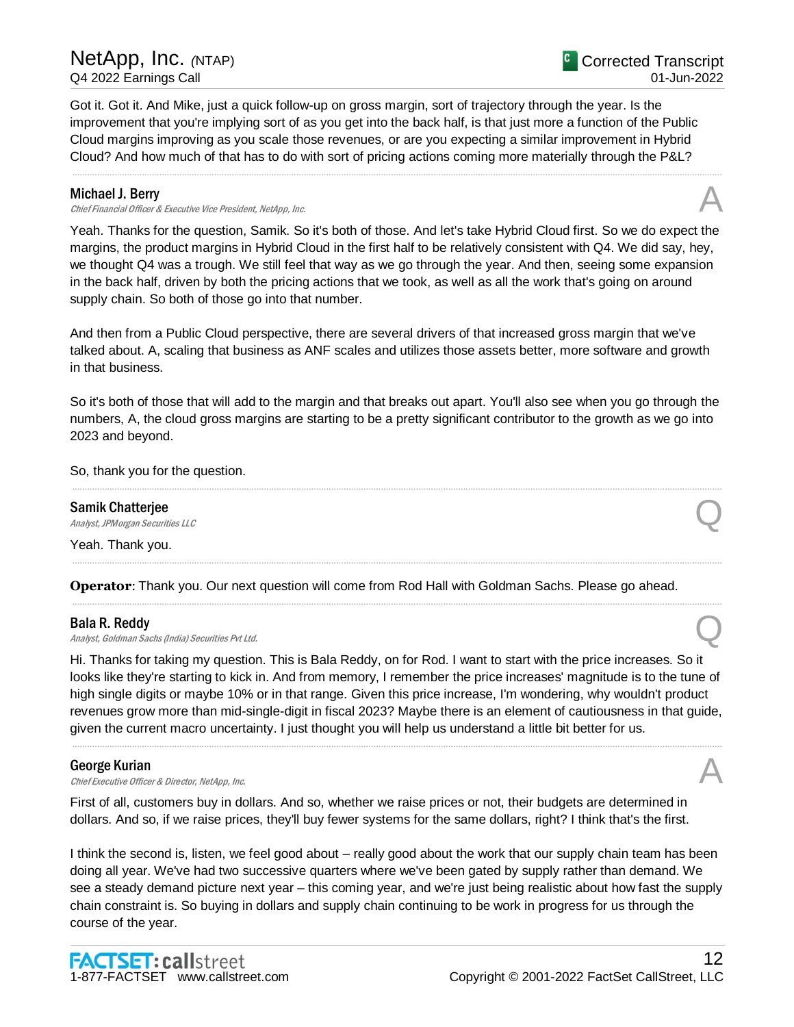Got it. Got it. And Mike, just a quick follow-up on gross margin, sort of trajectory through the year. Is the improvement that you're implying sort of as you get into the back half, is that just more a function of the Public Cloud margins improving as you scale those revenues, or are you expecting a similar improvement in Hybrid Cloud? And how much of that has to do with sort of pricing actions coming more materially through the P&L?

---

**Michael J. Berry**
*Chief Financial Officer & Executive Vice President, NetApp, Inc.*

A

Yeah. Thanks for the question, Samik. So it's both of those. And let's take Hybrid Cloud first. So we do expect the margins, the product margins in Hybrid Cloud in the first half to be relatively consistent with Q4. We did say, hey, we thought Q4 was a trough. We still feel that way as we go through the year. And then, seeing some expansion in the back half, driven by both the pricing actions that we took, as well as all the work that's going on around supply chain. So both of those go into that number.

And then from a Public Cloud perspective, there are several drivers of that increased gross margin that we've talked about. A, scaling that business as ANF scales and utilizes those assets better, more software and growth in that business.

So it's both of those that will add to the margin and that breaks out apart. You'll also see when you go through the numbers, A, the cloud gross margins are starting to be a pretty significant contributor to the growth as we go into 2023 and beyond.

So, thank you for the question.

---

**Samik Chatterjee**
*Analyst, JPMorgan Securities LLC*

Q

Yeah. Thank you.

---

**Operator**: Thank you. Our next question will come from Rod Hall with Goldman Sachs. Please go ahead.

---

**Bala R. Reddy**
*Analyst, Goldman Sachs (India) Securities Pvt Ltd.*

Q

Hi. Thanks for taking my question. This is Bala Reddy, on for Rod. I want to start with the price increases. So it looks like they're starting to kick in. And from memory, I remember the price increases' magnitude is to the tune of high single digits or maybe 10% or in that range. Given this price increase, I'm wondering, why wouldn't product revenues grow more than mid-single-digit in fiscal 2023? Maybe there is an element of cautiousness in that guide, given the current macro uncertainty. I just thought you will help us understand a little bit better for us.

---

**George Kurian**
*Chief Executive Officer & Director, NetApp, Inc.*

A

First of all, customers buy in dollars. And so, whether we raise prices or not, their budgets are determined in dollars. And so, if we raise prices, they'll buy fewer systems for the same dollars, right? I think that's the first.

I think the second is, listen, we feel good about – really good about the work that our supply chain team has been doing all year. We've had two successive quarters where we've been gated by supply rather than demand. We see a steady demand picture next year – this coming year, and we're just being realistic about how fast the supply chain constraint is. So buying in dollars and supply chain continuing to be work in progress for us through the course of the year.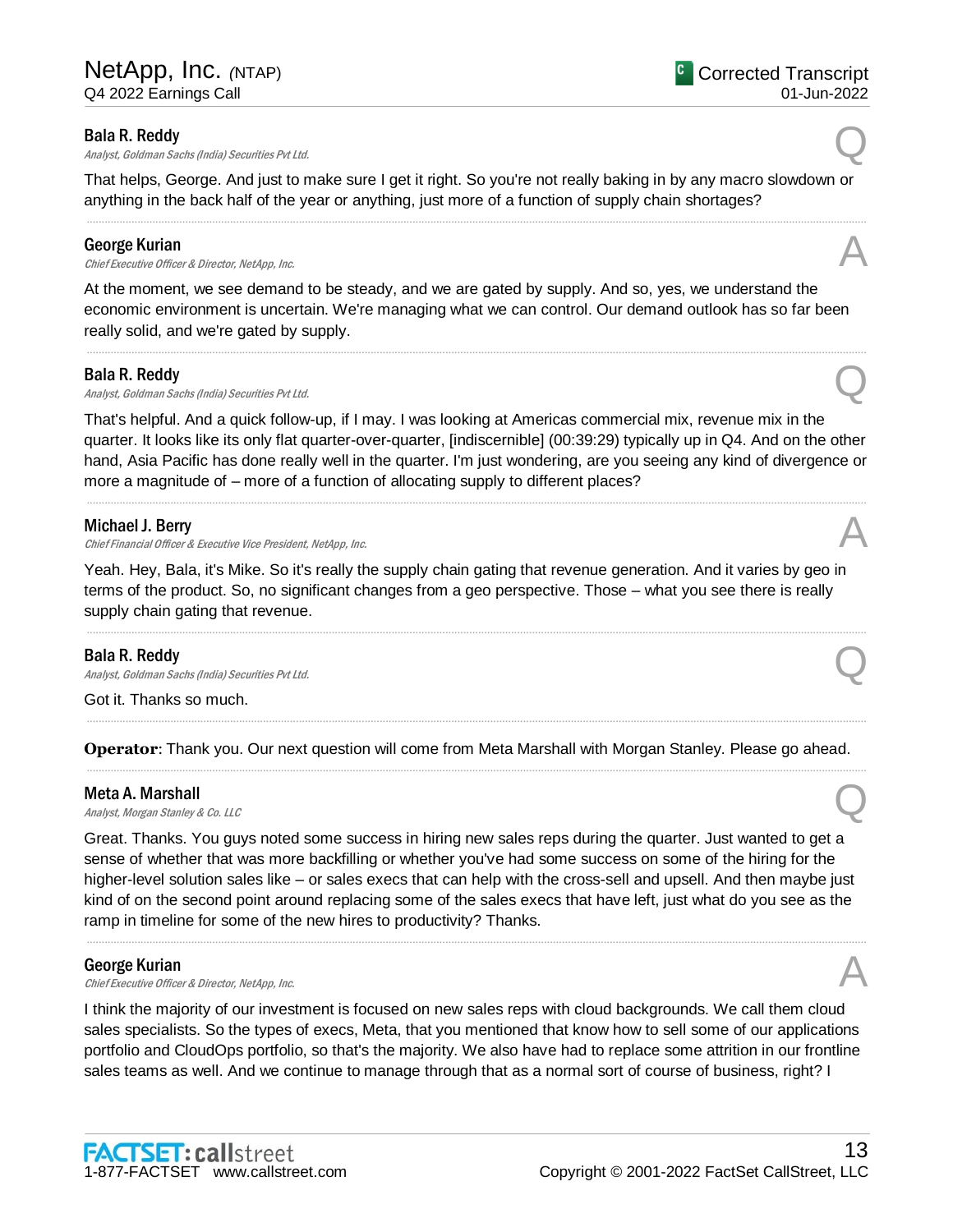**Bala R. Reddy**
*Analyst, Goldman Sachs (India) Securities Pvt Ltd.*

Q

That helps, George. And just to make sure I get it right. So you're not really baking in by any macro slowdown or anything in the back half of the year or anything, just more of a function of supply chain shortages?

---

**George Kurian**
*Chief Executive Officer & Director, NetApp, Inc.*

A

At the moment, we see demand to be steady, and we are gated by supply. And so, yes, we understand the economic environment is uncertain. We're managing what we can control. Our demand outlook has so far been really solid, and we're gated by supply.

---

**Bala R. Reddy**
*Analyst, Goldman Sachs (India) Securities Pvt Ltd.*

Q

That's helpful. And a quick follow-up, if I may. I was looking at Americas commercial mix, revenue mix in the quarter. It looks like its only flat quarter-over-quarter, [indiscernible] (00:39:29) typically up in Q4. And on the other hand, Asia Pacific has done really well in the quarter. I'm just wondering, are you seeing any kind of divergence or more a magnitude of – more of a function of allocating supply to different places?

---

**Michael J. Berry**
*Chief Financial Officer & Executive Vice President, NetApp, Inc.*

A

Yeah. Hey, Bala, it's Mike. So it's really the supply chain gating that revenue generation. And it varies by geo in terms of the product. So, no significant changes from a geo perspective. Those – what you see there is really supply chain gating that revenue.

---

**Bala R. Reddy**
*Analyst, Goldman Sachs (India) Securities Pvt Ltd.*

Q

Got it. Thanks so much.

---

**Operator**: Thank you. Our next question will come from Meta Marshall with Morgan Stanley. Please go ahead.

---

**Meta A. Marshall**
*Analyst, Morgan Stanley & Co. LLC*

Q

Great. Thanks. You guys noted some success in hiring new sales reps during the quarter. Just wanted to get a sense of whether that was more backfilling or whether you've had some success on some of the hiring for the higher-level solution sales like – or sales execs that can help with the cross-sell and upsell. And then maybe just kind of on the second point around replacing some of the sales execs that have left, just what do you see as the ramp in timeline for some of the new hires to productivity? Thanks.

---

**George Kurian**
*Chief Executive Officer & Director, NetApp, Inc.*

A

I think the majority of our investment is focused on new sales reps with cloud backgrounds. We call them cloud sales specialists. So the types of execs, Meta, that you mentioned that know how to sell some of our applications portfolio and CloudOps portfolio, so that's the majority. We also have had to replace some attrition in our frontline sales teams as well. And we continue to manage through that as a normal sort of course of business, right? I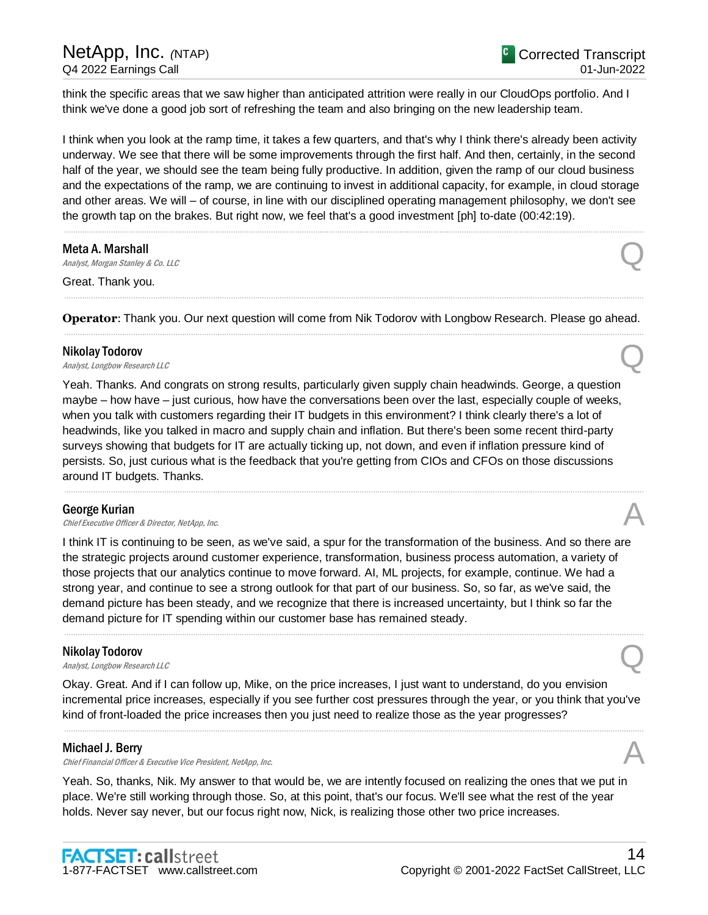think the specific areas that we saw higher than anticipated attrition were really in our CloudOps portfolio. And I think we've done a good job sort of refreshing the team and also bringing on the new leadership team.

I think when you look at the ramp time, it takes a few quarters, and that's why I think there's already been activity underway. We see that there will be some improvements through the first half. And then, certainly, in the second half of the year, we should see the team being fully productive. In addition, given the ramp of our cloud business and the expectations of the ramp, we are continuing to invest in additional capacity, for example, in cloud storage and other areas. We will – of course, in line with our disciplined operating management philosophy, we don't see the growth tap on the brakes. But right now, we feel that's a good investment [ph] to-date (00:42:19).

---

**Meta A. Marshall**
*Analyst, Morgan Stanley & Co. LLC* — Q

Great. Thank you.

---

**Operator**: Thank you. Our next question will come from Nik Todorov with Longbow Research. Please go ahead.

---

**Nikolay Todorov**
*Analyst, Longbow Research LLC* — Q

Yeah. Thanks. And congrats on strong results, particularly given supply chain headwinds. George, a question maybe – how have – just curious, how have the conversations been over the last, especially couple of weeks, when you talk with customers regarding their IT budgets in this environment? I think clearly there's a lot of headwinds, like you talked in macro and supply chain and inflation. But there's been some recent third-party surveys showing that budgets for IT are actually ticking up, not down, and even if inflation pressure kind of persists. So, just curious what is the feedback that you're getting from CIOs and CFOs on those discussions around IT budgets. Thanks.

---

**George Kurian**
*Chief Executive Officer & Director, NetApp, Inc.* — A

I think IT is continuing to be seen, as we've said, a spur for the transformation of the business. And so there are the strategic projects around customer experience, transformation, business process automation, a variety of those projects that our analytics continue to move forward. AI, ML projects, for example, continue. We had a strong year, and continue to see a strong outlook for that part of our business. So, so far, as we've said, the demand picture has been steady, and we recognize that there is increased uncertainty, but I think so far the demand picture for IT spending within our customer base has remained steady.

---

**Nikolay Todorov**
*Analyst, Longbow Research LLC* — Q

Okay. Great. And if I can follow up, Mike, on the price increases, I just want to understand, do you envision incremental price increases, especially if you see further cost pressures through the year, or you think that you've kind of front-loaded the price increases then you just need to realize those as the year progresses?

---

**Michael J. Berry**
*Chief Financial Officer & Executive Vice President, NetApp, Inc.* — A

Yeah. So, thanks, Nik. My answer to that would be, we are intently focused on realizing the ones that we put in place. We're still working through those. So, at this point, that's our focus. We'll see what the rest of the year holds. Never say never, but our focus right now, Nick, is realizing those other two price increases.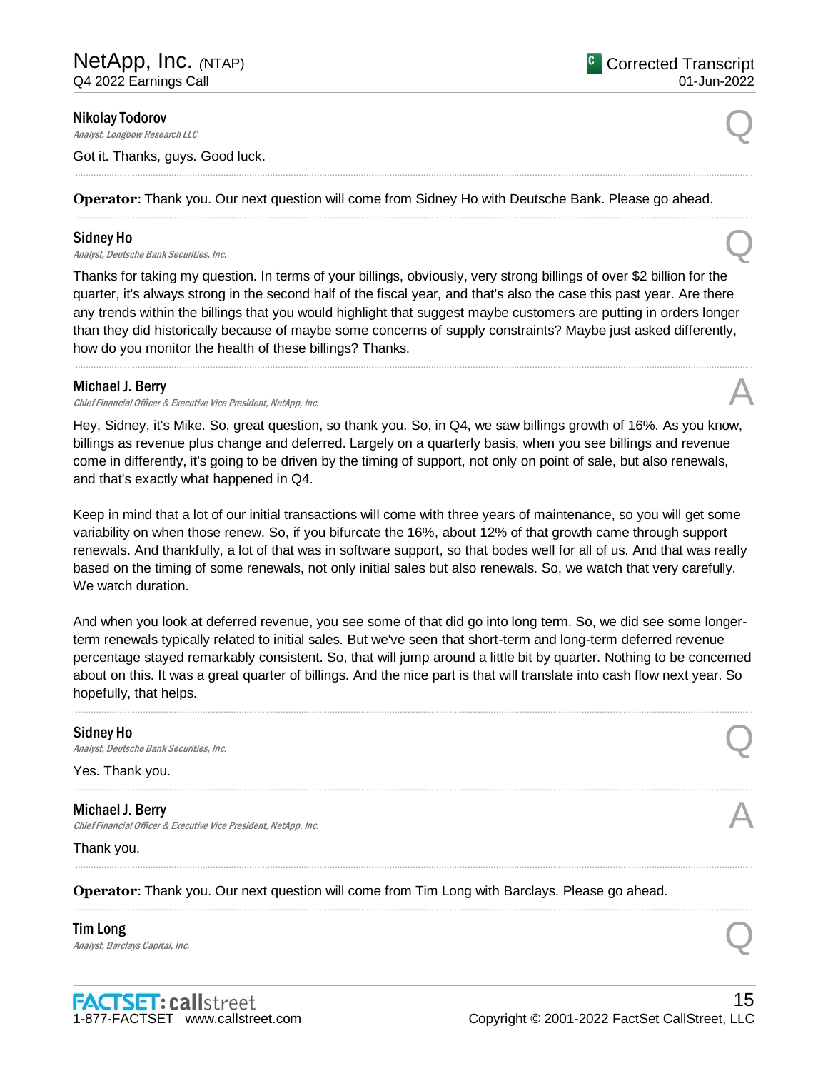**Nikolay Todorov**
*Analyst, Longbow Research LLC*

Q

Got it. Thanks, guys. Good luck.

---

**Operator**: Thank you. Our next question will come from Sidney Ho with Deutsche Bank. Please go ahead.

---

**Sidney Ho**
*Analyst, Deutsche Bank Securities, Inc.*

Q

Thanks for taking my question. In terms of your billings, obviously, very strong billings of over $2 billion for the quarter, it's always strong in the second half of the fiscal year, and that's also the case this past year. Are there any trends within the billings that you would highlight that suggest maybe customers are putting in orders longer than they did historically because of maybe some concerns of supply constraints? Maybe just asked differently, how do you monitor the health of these billings? Thanks.

---

**Michael J. Berry**
*Chief Financial Officer & Executive Vice President, NetApp, Inc.*

A

Hey, Sidney, it's Mike. So, great question, so thank you. So, in Q4, we saw billings growth of 16%. As you know, billings as revenue plus change and deferred. Largely on a quarterly basis, when you see billings and revenue come in differently, it's going to be driven by the timing of support, not only on point of sale, but also renewals, and that's exactly what happened in Q4.

Keep in mind that a lot of our initial transactions will come with three years of maintenance, so you will get some variability on when those renew. So, if you bifurcate the 16%, about 12% of that growth came through support renewals. And thankfully, a lot of that was in software support, so that bodes well for all of us. And that was really based on the timing of some renewals, not only initial sales but also renewals. So, we watch that very carefully. We watch duration.

And when you look at deferred revenue, you see some of that did go into long term. So, we did see some longer-term renewals typically related to initial sales. But we've seen that short-term and long-term deferred revenue percentage stayed remarkably consistent. So, that will jump around a little bit by quarter. Nothing to be concerned about on this. It was a great quarter of billings. And the nice part is that will translate into cash flow next year. So hopefully, that helps.

---

**Sidney Ho**
*Analyst, Deutsche Bank Securities, Inc.*

Q

Yes. Thank you.

---

**Michael J. Berry**
*Chief Financial Officer & Executive Vice President, NetApp, Inc.*

A

Thank you.

---

**Operator**: Thank you. Our next question will come from Tim Long with Barclays. Please go ahead.

---

**Tim Long**
*Analyst, Barclays Capital, Inc.*

Q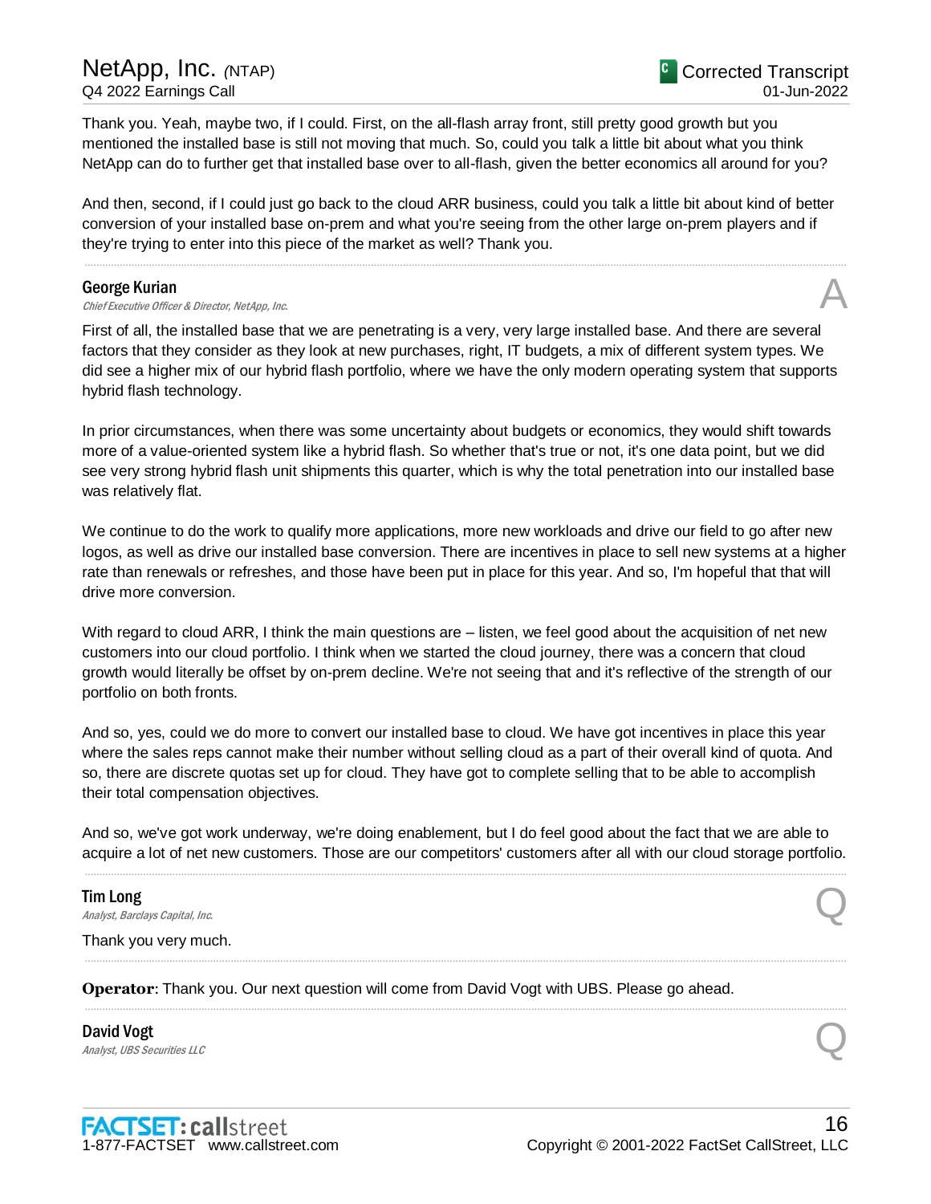Thank you. Yeah, maybe two, if I could. First, on the all-flash array front, still pretty good growth but you mentioned the installed base is still not moving that much. So, could you talk a little bit about what you think NetApp can do to further get that installed base over to all-flash, given the better economics all around for you?

And then, second, if I could just go back to the cloud ARR business, could you talk a little bit about kind of better conversion of your installed base on-prem and what you're seeing from the other large on-prem players and if they're trying to enter into this piece of the market as well? Thank you.

---

**George Kurian**
*Chief Executive Officer & Director, NetApp, Inc.*

A

First of all, the installed base that we are penetrating is a very, very large installed base. And there are several factors that they consider as they look at new purchases, right, IT budgets, a mix of different system types. We did see a higher mix of our hybrid flash portfolio, where we have the only modern operating system that supports hybrid flash technology.

In prior circumstances, when there was some uncertainty about budgets or economics, they would shift towards more of a value-oriented system like a hybrid flash. So whether that's true or not, it's one data point, but we did see very strong hybrid flash unit shipments this quarter, which is why the total penetration into our installed base was relatively flat.

We continue to do the work to qualify more applications, more new workloads and drive our field to go after new logos, as well as drive our installed base conversion. There are incentives in place to sell new systems at a higher rate than renewals or refreshes, and those have been put in place for this year. And so, I'm hopeful that that will drive more conversion.

With regard to cloud ARR, I think the main questions are – listen, we feel good about the acquisition of net new customers into our cloud portfolio. I think when we started the cloud journey, there was a concern that cloud growth would literally be offset by on-prem decline. We're not seeing that and it's reflective of the strength of our portfolio on both fronts.

And so, yes, could we do more to convert our installed base to cloud. We have got incentives in place this year where the sales reps cannot make their number without selling cloud as a part of their overall kind of quota. And so, there are discrete quotas set up for cloud. They have got to complete selling that to be able to accomplish their total compensation objectives.

And so, we've got work underway, we're doing enablement, but I do feel good about the fact that we are able to acquire a lot of net new customers. Those are our competitors' customers after all with our cloud storage portfolio.

---

**Tim Long**
*Analyst, Barclays Capital, Inc.*

Q

Thank you very much.

---

**Operator**: Thank you. Our next question will come from David Vogt with UBS. Please go ahead.

---

**David Vogt**
*Analyst, UBS Securities LLC*

Q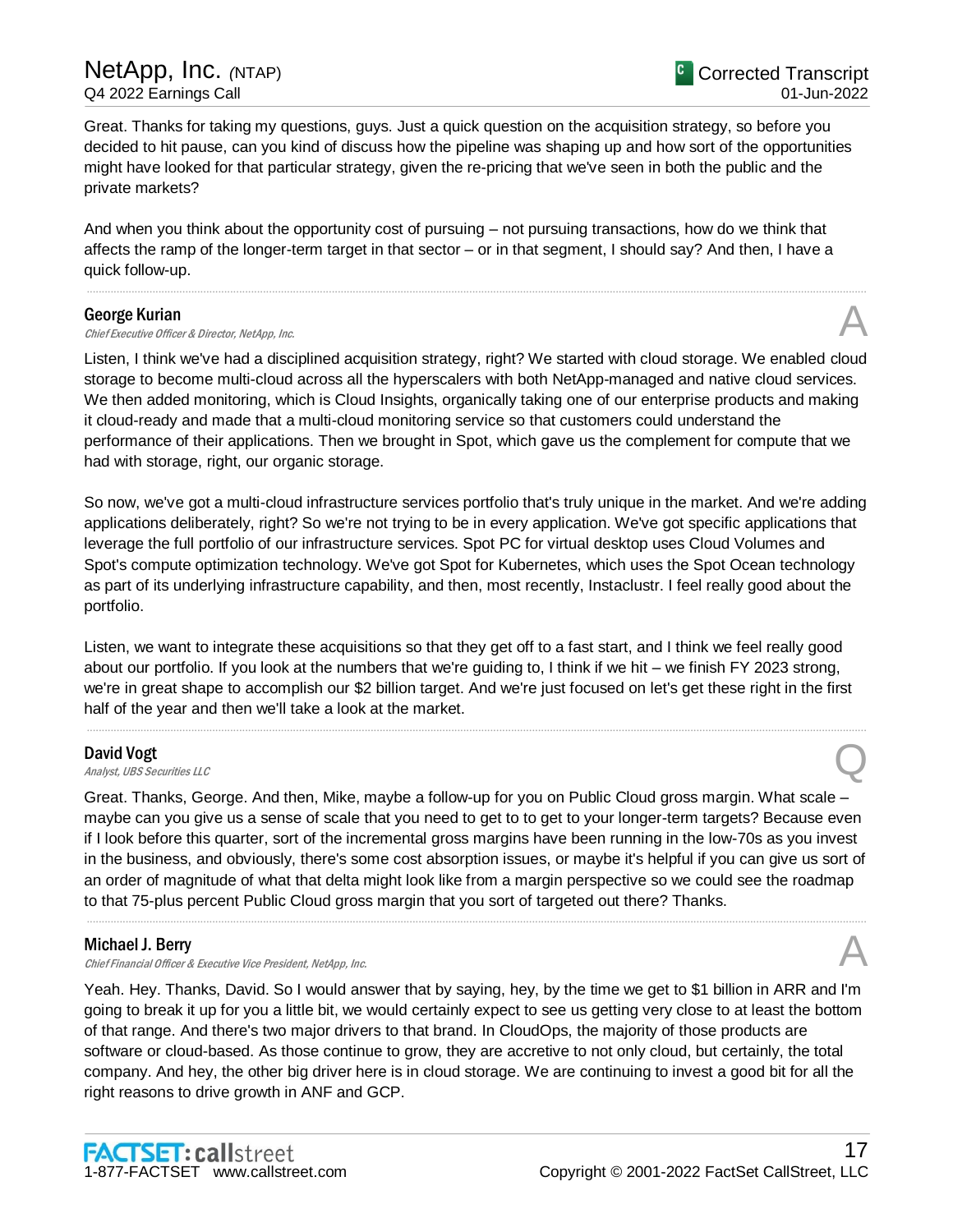Great. Thanks for taking my questions, guys. Just a quick question on the acquisition strategy, so before you decided to hit pause, can you kind of discuss how the pipeline was shaping up and how sort of the opportunities might have looked for that particular strategy, given the re-pricing that we've seen in both the public and the private markets?

And when you think about the opportunity cost of pursuing – not pursuing transactions, how do we think that affects the ramp of the longer-term target in that sector – or in that segment, I should say? And then, I have a quick follow-up.

---

**George Kurian**
*Chief Executive Officer & Director, NetApp, Inc.*

A

Listen, I think we've had a disciplined acquisition strategy, right? We started with cloud storage. We enabled cloud storage to become multi-cloud across all the hyperscalers with both NetApp-managed and native cloud services. We then added monitoring, which is Cloud Insights, organically taking one of our enterprise products and making it cloud-ready and made that a multi-cloud monitoring service so that customers could understand the performance of their applications. Then we brought in Spot, which gave us the complement for compute that we had with storage, right, our organic storage.

So now, we've got a multi-cloud infrastructure services portfolio that's truly unique in the market. And we're adding applications deliberately, right? So we're not trying to be in every application. We've got specific applications that leverage the full portfolio of our infrastructure services. Spot PC for virtual desktop uses Cloud Volumes and Spot's compute optimization technology. We've got Spot for Kubernetes, which uses the Spot Ocean technology as part of its underlying infrastructure capability, and then, most recently, Instaclustr. I feel really good about the portfolio.

Listen, we want to integrate these acquisitions so that they get off to a fast start, and I think we feel really good about our portfolio. If you look at the numbers that we're guiding to, I think if we hit – we finish FY 2023 strong, we're in great shape to accomplish our $2 billion target. And we're just focused on let's get these right in the first half of the year and then we'll take a look at the market.

---

**David Vogt**
*Analyst, UBS Securities LLC*

Q

Great. Thanks, George. And then, Mike, maybe a follow-up for you on Public Cloud gross margin. What scale – maybe can you give us a sense of scale that you need to get to to get to your longer-term targets? Because even if I look before this quarter, sort of the incremental gross margins have been running in the low-70s as you invest in the business, and obviously, there's some cost absorption issues, or maybe it's helpful if you can give us sort of an order of magnitude of what that delta might look like from a margin perspective so we could see the roadmap to that 75-plus percent Public Cloud gross margin that you sort of targeted out there? Thanks.

---

**Michael J. Berry**
*Chief Financial Officer & Executive Vice President, NetApp, Inc.*

A

Yeah. Hey. Thanks, David. So I would answer that by saying, hey, by the time we get to $1 billion in ARR and I'm going to break it up for you a little bit, we would certainly expect to see us getting very close to at least the bottom of that range. And there's two major drivers to that brand. In CloudOps, the majority of those products are software or cloud-based. As those continue to grow, they are accretive to not only cloud, but certainly, the total company. And hey, the other big driver here is in cloud storage. We are continuing to invest a good bit for all the right reasons to drive growth in ANF and GCP.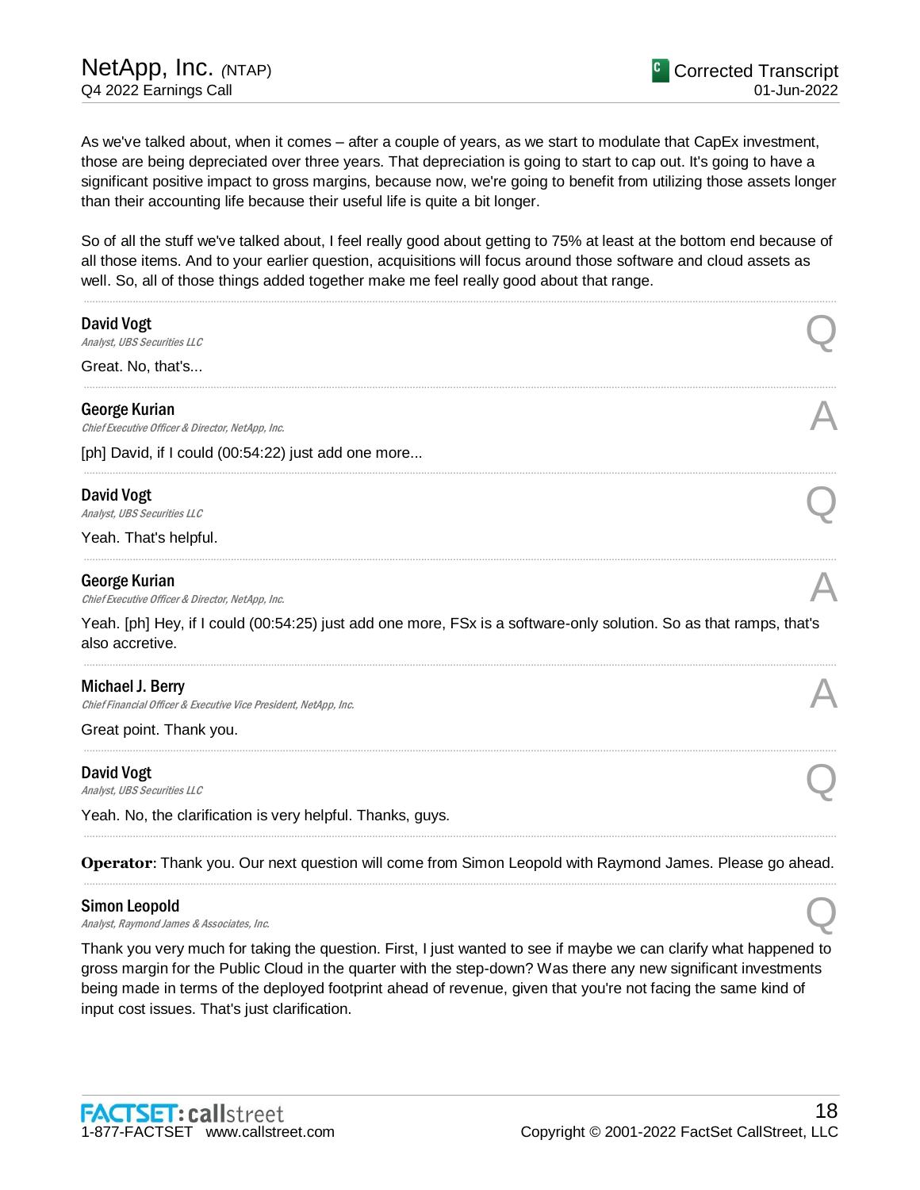As we've talked about, when it comes – after a couple of years, as we start to modulate that CapEx investment, those are being depreciated over three years. That depreciation is going to start to cap out. It's going to have a significant positive impact to gross margins, because now, we're going to benefit from utilizing those assets longer than their accounting life because their useful life is quite a bit longer.

So of all the stuff we've talked about, I feel really good about getting to 75% at least at the bottom end because of all those items. And to your earlier question, acquisitions will focus around those software and cloud assets as well. So, all of those things added together make me feel really good about that range.

---

**David Vogt**
*Analyst, UBS Securities LLC* **Q**

Great. No, that's...

---

**George Kurian**
*Chief Executive Officer & Director, NetApp, Inc.* **A**

[ph] David, if I could (00:54:22) just add one more...

---

**David Vogt**
*Analyst, UBS Securities LLC* **Q**

Yeah. That's helpful.

---

**George Kurian**
*Chief Executive Officer & Director, NetApp, Inc.* **A**

Yeah. [ph] Hey, if I could (00:54:25) just add one more, FSx is a software-only solution. So as that ramps, that's also accretive.

---

**Michael J. Berry**
*Chief Financial Officer & Executive Vice President, NetApp, Inc.* **A**

Great point. Thank you.

---

**David Vogt**
*Analyst, UBS Securities LLC* **Q**

Yeah. No, the clarification is very helpful. Thanks, guys.

---

**Operator**: Thank you. Our next question will come from Simon Leopold with Raymond James. Please go ahead.

---

**Simon Leopold**
*Analyst, Raymond James & Associates, Inc.* **Q**

Thank you very much for taking the question. First, I just wanted to see if maybe we can clarify what happened to gross margin for the Public Cloud in the quarter with the step-down? Was there any new significant investments being made in terms of the deployed footprint ahead of revenue, given that you're not facing the same kind of input cost issues. That's just clarification.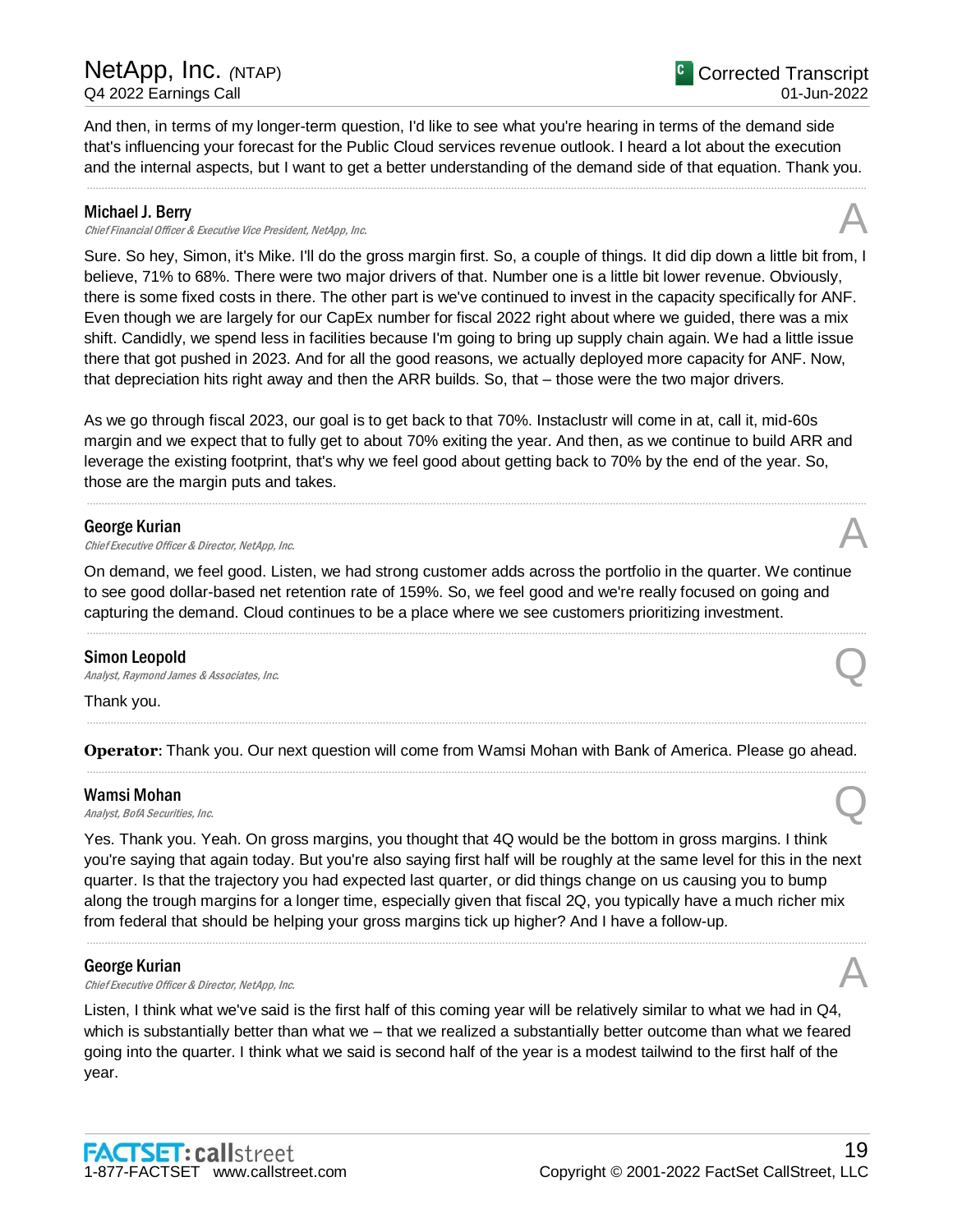And then, in terms of my longer-term question, I'd like to see what you're hearing in terms of the demand side that's influencing your forecast for the Public Cloud services revenue outlook. I heard a lot about the execution and the internal aspects, but I want to get a better understanding of the demand side of that equation. Thank you.

---

**Michael J. Berry**
*Chief Financial Officer & Executive Vice President, NetApp, Inc.* **A**

Sure. So hey, Simon, it's Mike. I'll do the gross margin first. So, a couple of things. It did dip down a little bit from, I believe, 71% to 68%. There were two major drivers of that. Number one is a little bit lower revenue. Obviously, there is some fixed costs in there. The other part is we've continued to invest in the capacity specifically for ANF. Even though we are largely for our CapEx number for fiscal 2022 right about where we guided, there was a mix shift. Candidly, we spend less in facilities because I'm going to bring up supply chain again. We had a little issue there that got pushed in 2023. And for all the good reasons, we actually deployed more capacity for ANF. Now, that depreciation hits right away and then the ARR builds. So, that – those were the two major drivers.

As we go through fiscal 2023, our goal is to get back to that 70%. Instaclustr will come in at, call it, mid-60s margin and we expect that to fully get to about 70% exiting the year. And then, as we continue to build ARR and leverage the existing footprint, that's why we feel good about getting back to 70% by the end of the year. So, those are the margin puts and takes.

---

**George Kurian**
*Chief Executive Officer & Director, NetApp, Inc.* **A**

On demand, we feel good. Listen, we had strong customer adds across the portfolio in the quarter. We continue to see good dollar-based net retention rate of 159%. So, we feel good and we're really focused on going and capturing the demand. Cloud continues to be a place where we see customers prioritizing investment.

---

**Simon Leopold**
*Analyst, Raymond James & Associates, Inc.* **Q**

Thank you.

---

**Operator**: Thank you. Our next question will come from Wamsi Mohan with Bank of America. Please go ahead.

---

**Wamsi Mohan**
*Analyst, BofA Securities, Inc.* **Q**

Yes. Thank you. Yeah. On gross margins, you thought that 4Q would be the bottom in gross margins. I think you're saying that again today. But you're also saying first half will be roughly at the same level for this in the next quarter. Is that the trajectory you had expected last quarter, or did things change on us causing you to bump along the trough margins for a longer time, especially given that fiscal 2Q, you typically have a much richer mix from federal that should be helping your gross margins tick up higher? And I have a follow-up.

---

**George Kurian**
*Chief Executive Officer & Director, NetApp, Inc.* **A**

Listen, I think what we've said is the first half of this coming year will be relatively similar to what we had in Q4, which is substantially better than what we – that we realized a substantially better outcome than what we feared going into the quarter. I think what we said is second half of the year is a modest tailwind to the first half of the year.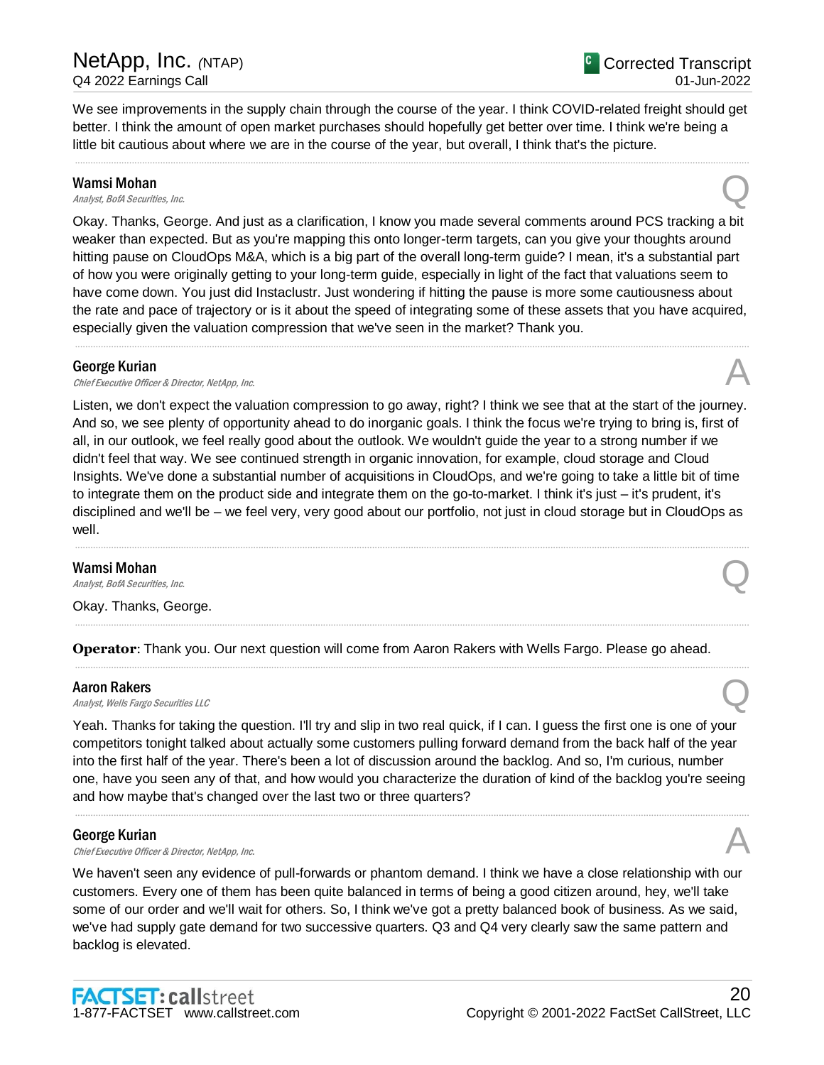We see improvements in the supply chain through the course of the year. I think COVID-related freight should get better. I think the amount of open market purchases should hopefully get better over time. I think we're being a little bit cautious about where we are in the course of the year, but overall, I think that's the picture.

---

**Wamsi Mohan**
*Analyst, BofA Securities, Inc.*

Q

Okay. Thanks, George. And just as a clarification, I know you made several comments around PCS tracking a bit weaker than expected. But as you're mapping this onto longer-term targets, can you give your thoughts around hitting pause on CloudOps M&A, which is a big part of the overall long-term guide? I mean, it's a substantial part of how you were originally getting to your long-term guide, especially in light of the fact that valuations seem to have come down. You just did Instaclustr. Just wondering if hitting the pause is more some cautiousness about the rate and pace of trajectory or is it about the speed of integrating some of these assets that you have acquired, especially given the valuation compression that we've seen in the market? Thank you.

---

**George Kurian**
*Chief Executive Officer & Director, NetApp, Inc.*

A

Listen, we don't expect the valuation compression to go away, right? I think we see that at the start of the journey. And so, we see plenty of opportunity ahead to do inorganic goals. I think the focus we're trying to bring is, first of all, in our outlook, we feel really good about the outlook. We wouldn't guide the year to a strong number if we didn't feel that way. We see continued strength in organic innovation, for example, cloud storage and Cloud Insights. We've done a substantial number of acquisitions in CloudOps, and we're going to take a little bit of time to integrate them on the product side and integrate them on the go-to-market. I think it's just – it's prudent, it's disciplined and we'll be – we feel very, very good about our portfolio, not just in cloud storage but in CloudOps as well.

---

**Wamsi Mohan**
*Analyst, BofA Securities, Inc.*

Q

Okay. Thanks, George.

---

**Operator**: Thank you. Our next question will come from Aaron Rakers with Wells Fargo. Please go ahead.

---

**Aaron Rakers**
*Analyst, Wells Fargo Securities LLC*

Q

Yeah. Thanks for taking the question. I'll try and slip in two real quick, if I can. I guess the first one is one of your competitors tonight talked about actually some customers pulling forward demand from the back half of the year into the first half of the year. There's been a lot of discussion around the backlog. And so, I'm curious, number one, have you seen any of that, and how would you characterize the duration of kind of the backlog you're seeing and how maybe that's changed over the last two or three quarters?

---

**George Kurian**
*Chief Executive Officer & Director, NetApp, Inc.*

A

We haven't seen any evidence of pull-forwards or phantom demand. I think we have a close relationship with our customers. Every one of them has been quite balanced in terms of being a good citizen around, hey, we'll take some of our order and we'll wait for others. So, I think we've got a pretty balanced book of business. As we said, we've had supply gate demand for two successive quarters. Q3 and Q4 very clearly saw the same pattern and backlog is elevated.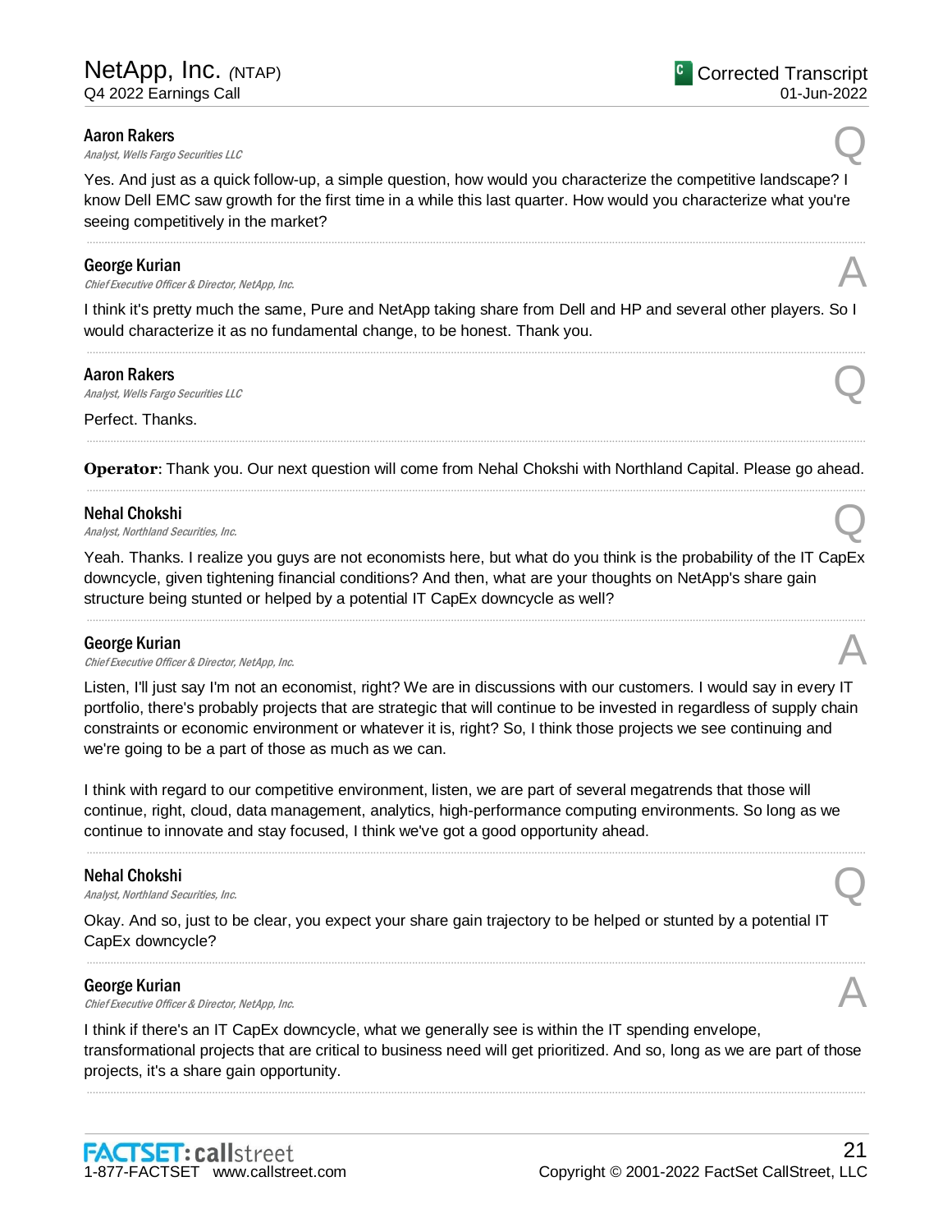**Aaron Rakers**
*Analyst, Wells Fargo Securities LLC*

Q

Yes. And just as a quick follow-up, a simple question, how would you characterize the competitive landscape? I know Dell EMC saw growth for the first time in a while this last quarter. How would you characterize what you're seeing competitively in the market?

---

**George Kurian**
*Chief Executive Officer & Director, NetApp, Inc.*

A

I think it's pretty much the same, Pure and NetApp taking share from Dell and HP and several other players. So I would characterize it as no fundamental change, to be honest. Thank you.

---

**Aaron Rakers**
*Analyst, Wells Fargo Securities LLC*

Q

Perfect. Thanks.

---

**Operator**: Thank you. Our next question will come from Nehal Chokshi with Northland Capital. Please go ahead.

---

**Nehal Chokshi**
*Analyst, Northland Securities, Inc.*

Q

Yeah. Thanks. I realize you guys are not economists here, but what do you think is the probability of the IT CapEx downcycle, given tightening financial conditions? And then, what are your thoughts on NetApp's share gain structure being stunted or helped by a potential IT CapEx downcycle as well?

---

**George Kurian**
*Chief Executive Officer & Director, NetApp, Inc.*

A

Listen, I'll just say I'm not an economist, right? We are in discussions with our customers. I would say in every IT portfolio, there's probably projects that are strategic that will continue to be invested in regardless of supply chain constraints or economic environment or whatever it is, right? So, I think those projects we see continuing and we're going to be a part of those as much as we can.

I think with regard to our competitive environment, listen, we are part of several megatrends that those will continue, right, cloud, data management, analytics, high-performance computing environments. So long as we continue to innovate and stay focused, I think we've got a good opportunity ahead.

---

**Nehal Chokshi**
*Analyst, Northland Securities, Inc.*

Q

Okay. And so, just to be clear, you expect your share gain trajectory to be helped or stunted by a potential IT CapEx downcycle?

---

**George Kurian**
*Chief Executive Officer & Director, NetApp, Inc.*

A

I think if there's an IT CapEx downcycle, what we generally see is within the IT spending envelope, transformational projects that are critical to business need will get prioritized. And so, long as we are part of those projects, it's a share gain opportunity.

---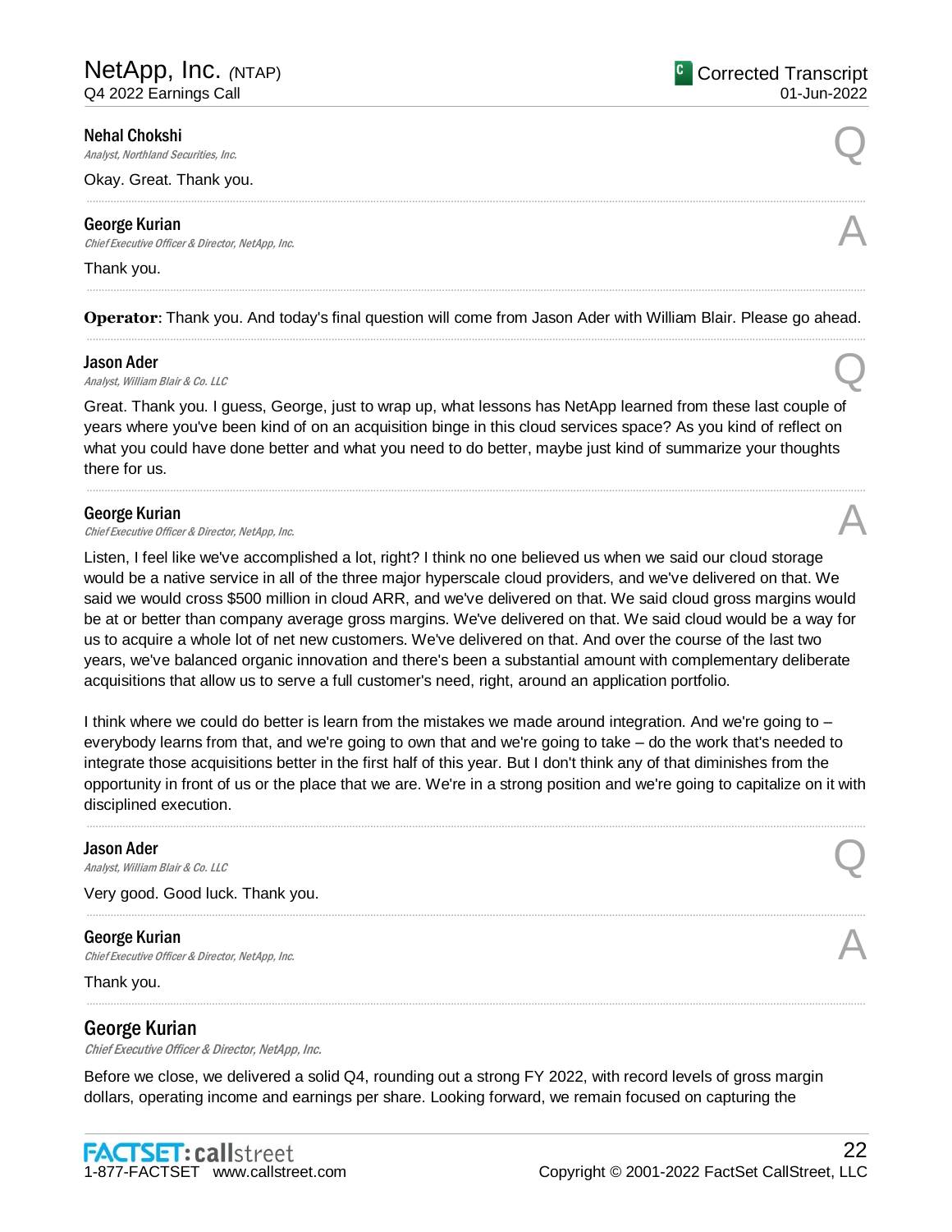**Nehal Chokshi**
*Analyst, Northland Securities, Inc.*

Q

Okay. Great. Thank you.

---

**George Kurian**
*Chief Executive Officer & Director, NetApp, Inc.*

A

Thank you.

---

**Operator**: Thank you. And today's final question will come from Jason Ader with William Blair. Please go ahead.

---

**Jason Ader**
*Analyst, William Blair & Co. LLC*

Q

Great. Thank you. I guess, George, just to wrap up, what lessons has NetApp learned from these last couple of years where you've been kind of on an acquisition binge in this cloud services space? As you kind of reflect on what you could have done better and what you need to do better, maybe just kind of summarize your thoughts there for us.

---

**George Kurian**
*Chief Executive Officer & Director, NetApp, Inc.*

A

Listen, I feel like we've accomplished a lot, right? I think no one believed us when we said our cloud storage would be a native service in all of the three major hyperscale cloud providers, and we've delivered on that. We said we would cross $500 million in cloud ARR, and we've delivered on that. We said cloud gross margins would be at or better than company average gross margins. We've delivered on that. We said cloud would be a way for us to acquire a whole lot of net new customers. We've delivered on that. And over the course of the last two years, we've balanced organic innovation and there's been a substantial amount with complementary deliberate acquisitions that allow us to serve a full customer's need, right, around an application portfolio.

I think where we could do better is learn from the mistakes we made around integration. And we're going to – everybody learns from that, and we're going to own that and we're going to take – do the work that's needed to integrate those acquisitions better in the first half of this year. But I don't think any of that diminishes from the opportunity in front of us or the place that we are. We're in a strong position and we're going to capitalize on it with disciplined execution.

---

**Jason Ader**
*Analyst, William Blair & Co. LLC*

Q

Very good. Good luck. Thank you.

---

**George Kurian**
*Chief Executive Officer & Director, NetApp, Inc.*

A

Thank you.

---

## George Kurian
*Chief Executive Officer & Director, NetApp, Inc.*

Before we close, we delivered a solid Q4, rounding out a strong FY 2022, with record levels of gross margin dollars, operating income and earnings per share. Looking forward, we remain focused on capturing the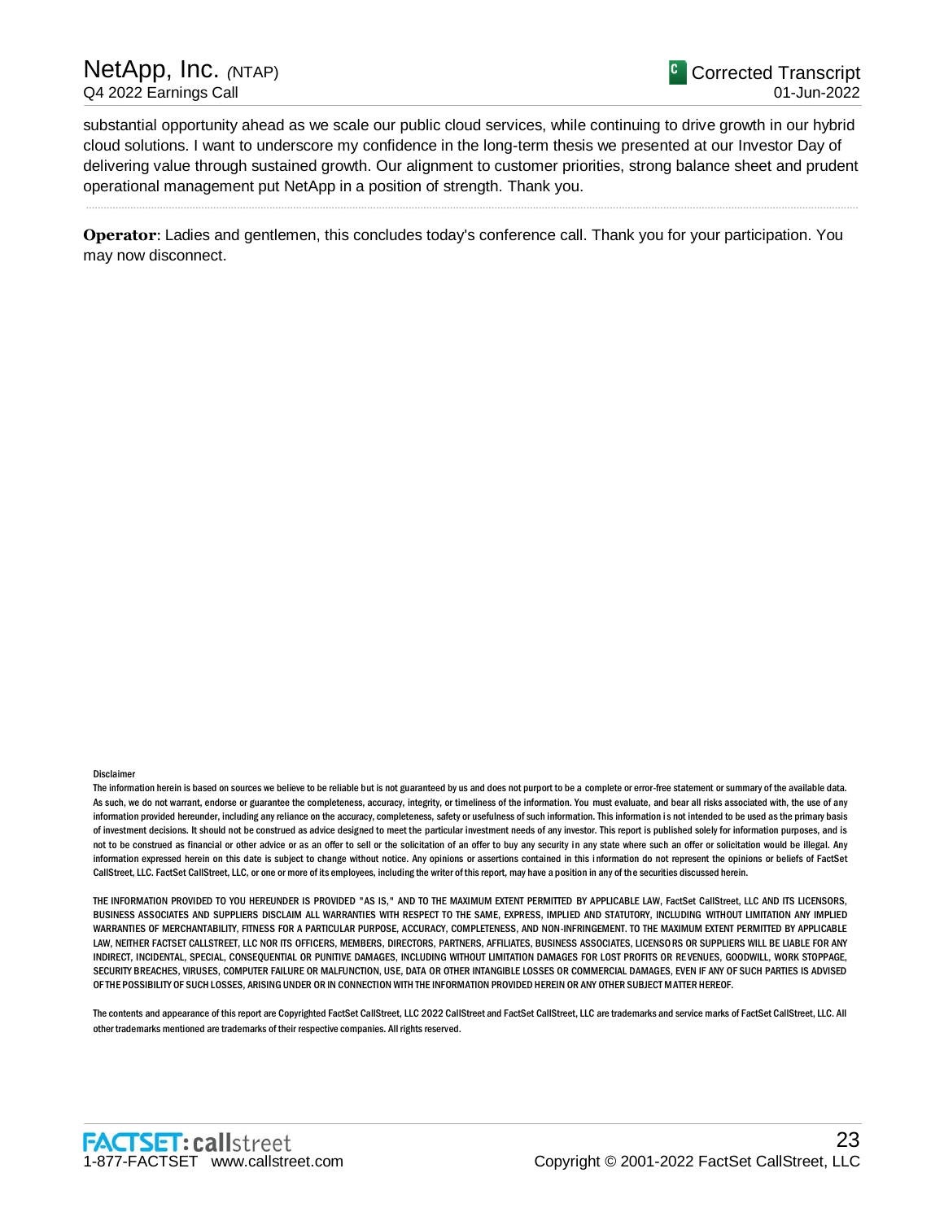substantial opportunity ahead as we scale our public cloud services, while continuing to drive growth in our hybrid cloud solutions. I want to underscore my confidence in the long-term thesis we presented at our Investor Day of delivering value through sustained growth. Our alignment to customer priorities, strong balance sheet and prudent operational management put NetApp in a position of strength. Thank you.

---

**Operator**: Ladies and gentlemen, this concludes today's conference call. Thank you for your participation. You may now disconnect.

Disclaimer

The information herein is based on sources we believe to be reliable but is not guaranteed by us and does not purport to be a complete or error-free statement or summary of the available data. As such, we do not warrant, endorse or guarantee the completeness, accuracy, integrity, or timeliness of the information. You must evaluate, and bear all risks associated with, the use of any information provided hereunder, including any reliance on the accuracy, completeness, safety or usefulness of such information. This information is not intended to be used as the primary basis of investment decisions. It should not be construed as advice designed to meet the particular investment needs of any investor. This report is published solely for information purposes, and is not to be construed as financial or other advice or as an offer to sell or the solicitation of an offer to buy any security in any state where such an offer or solicitation would be illegal. Any information expressed herein on this date is subject to change without notice. Any opinions or assertions contained in this information do not represent the opinions or beliefs of FactSet CallStreet, LLC. FactSet CallStreet, LLC, or one or more of its employees, including the writer of this report, may have a position in any of the securities discussed herein.

THE INFORMATION PROVIDED TO YOU HEREUNDER IS PROVIDED "AS IS," AND TO THE MAXIMUM EXTENT PERMITTED BY APPLICABLE LAW, FactSet CallStreet, LLC AND ITS LICENSORS, BUSINESS ASSOCIATES AND SUPPLIERS DISCLAIM ALL WARRANTIES WITH RESPECT TO THE SAME, EXPRESS, IMPLIED AND STATUTORY, INCLUDING WITHOUT LIMITATION ANY IMPLIED WARRANTIES OF MERCHANTABILITY, FITNESS FOR A PARTICULAR PURPOSE, ACCURACY, COMPLETENESS, AND NON-INFRINGEMENT. TO THE MAXIMUM EXTENT PERMITTED BY APPLICABLE LAW, NEITHER FACTSET CALLSTREET, LLC NOR ITS OFFICERS, MEMBERS, DIRECTORS, PARTNERS, AFFILIATES, BUSINESS ASSOCIATES, LICENSORS OR SUPPLIERS WILL BE LIABLE FOR ANY INDIRECT, INCIDENTAL, SPECIAL, CONSEQUENTIAL OR PUNITIVE DAMAGES, INCLUDING WITHOUT LIMITATION DAMAGES FOR LOST PROFITS OR REVENUES, GOODWILL, WORK STOPPAGE, SECURITY BREACHES, VIRUSES, COMPUTER FAILURE OR MALFUNCTION, USE, DATA OR OTHER INTANGIBLE LOSSES OR COMMERCIAL DAMAGES, EVEN IF ANY OF SUCH PARTIES IS ADVISED OF THE POSSIBILITY OF SUCH LOSSES, ARISING UNDER OR IN CONNECTION WITH THE INFORMATION PROVIDED HEREIN OR ANY OTHER SUBJECT MATTER HEREOF.

The contents and appearance of this report are Copyrighted FactSet CallStreet, LLC 2022 CallStreet and FactSet CallStreet, LLC are trademarks and service marks of FactSet CallStreet, LLC. All other trademarks mentioned are trademarks of their respective companies. All rights reserved.